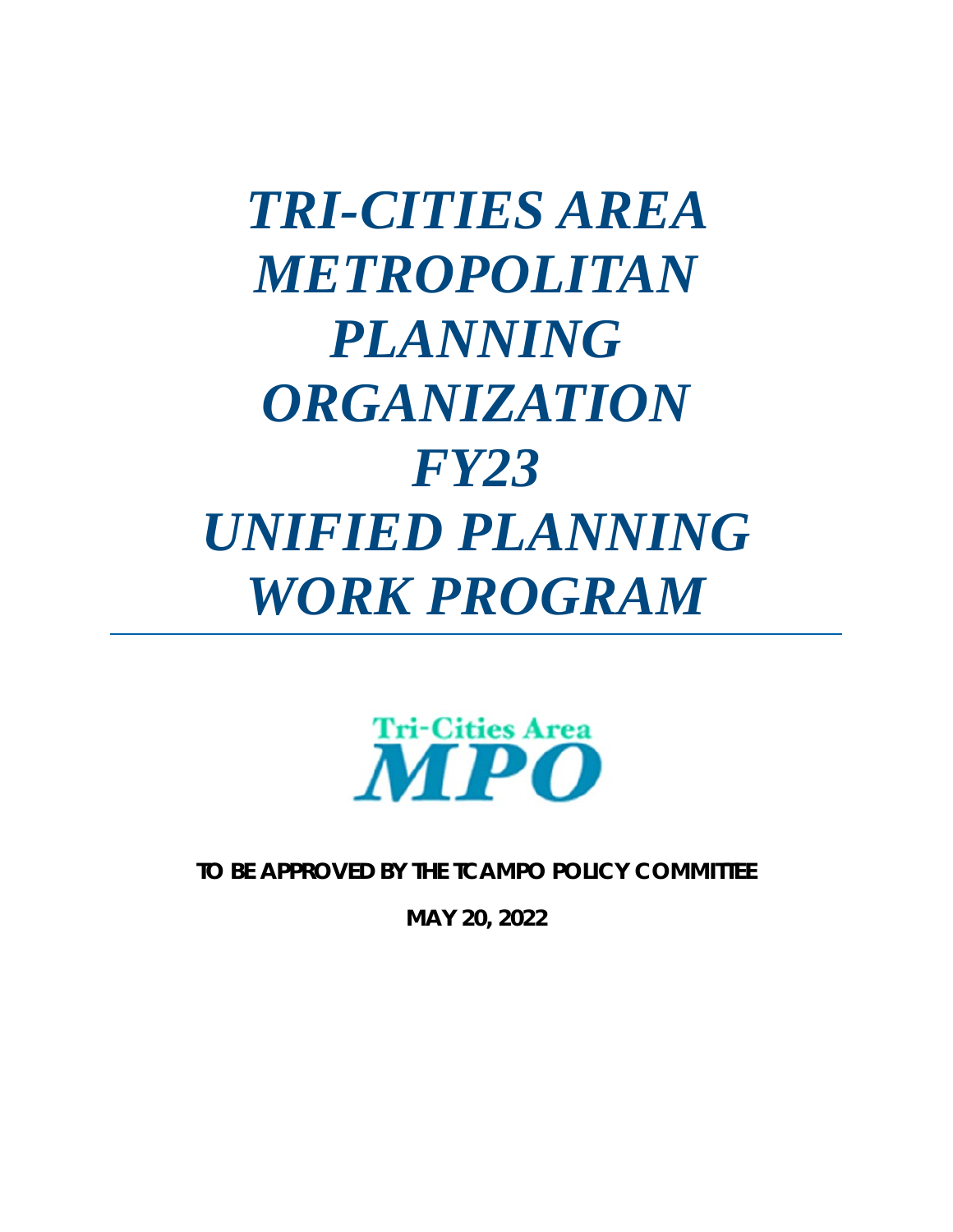# *TRI-CITIES AREA METROPOLITAN PLANNING ORGANIZATION FY23 UNIFIED PLANNING WORK PROGRAM*

Tri-Cities Area MPO

**TO BE APPROVED BY THE TCAMPO POLICY COMMITTEE**

**MAY 20, 2022**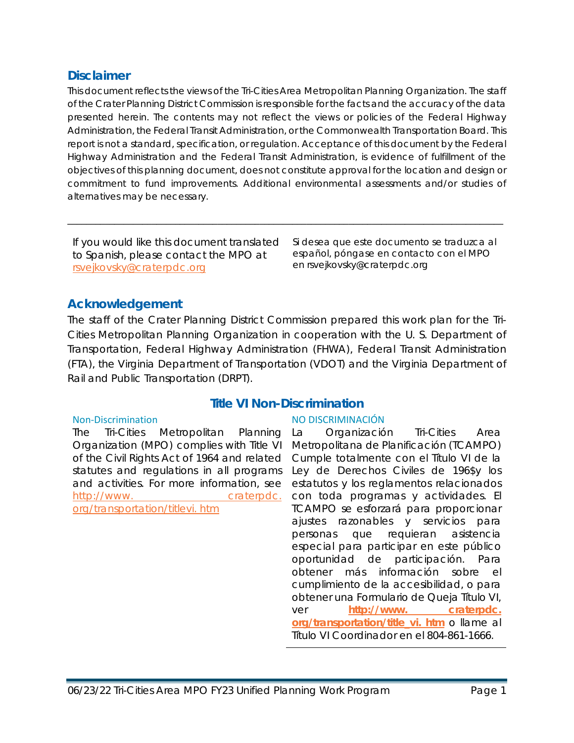## Disclaimer

This document reflects the views of the Tri-Cities Area Metropolitan Planning Organization. The staff of the Crater Planning District Commission is responsible for the facts and the accuracy of the data presented herein. The contents may not reflect the views or policies of the Federal Highway Administration, the Federal Transit Administration, or the Commonwealth Transportation Board. This report is not a standard, specification, or regulation. Acceptance of this document by the Federal Highway Administration and the Federal Transit Administration, is evidence of fulfillment of the objectives of this planning document, does not constitute approval for the location and design or commitment to fund improvements. Additional environmental assessments and/or studies of alternatives may be necessary.

---

If you would like this document translated to Spanish, please contact the MPO at rsvejkovsky@craterpdc.org

Si desea que este documento se traduzca al español, póngase en contacto con el MPO en rsvejkovsky@craterpdc.org

## Acknowledgement

The staff of the Crater Planning District Commission prepared this work plan for the Tri-Cities Metropolitan Planning Organization in cooperation with the U. S. Department of Transportation, Federal Highway Administration (FHWA), Federal Transit Administration (FTA), the Virginia Department of Transportation (VDOT) and the Virginia Department of Rail and Public Transportation (DRPT).

## Title VI Non-Discrimination

### Non-Discrimination

The Tri-Cities Metropolitan Planning Organization (MPO) complies with Title VI of the Civil Rights Act of 1964 and related statutes and regulations in all programs and activities. For more information, see http://www. craterpdc. org/transportation/titlevi. htm

### NO DISCRIMINACIÓN

La Organización Tri-Cities Area Metropolitana de Planificación (TCAMPO) Cumple totalmente con el Título VI de la Ley de Derechos Civiles de 196$y los estatutos y los reglamentos relacionados con toda programas y actividades. El TCAMPO se esforzará para proporcionar ajustes razonables y servicios para personas que requieran asistencia especial para participar en este público oportunidad de participación. Para obtener más información sobre el cumplimiento de la accesibilidad, o para obtener una Formulario de Queja Título VI, ver **http://www. craterpdc. org/transportation/title_vi. htm** o llame al Título VI Coordinador en el 804-861-1666.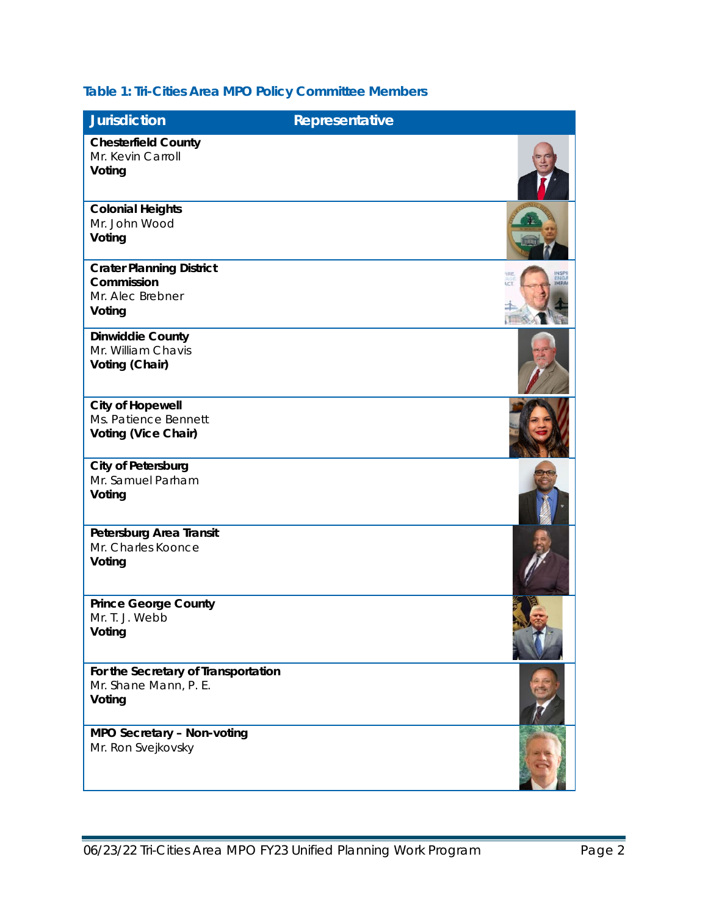**Table 1: Tri-Cities Area MPO Policy Committee Members**

| Jurisdiction | Representative |
|---|---|
| **Chesterfield County**<br>Mr. Kevin Carroll<br>**Voting** | |
| **Colonial Heights**<br>Mr. John Wood<br>**Voting** | |
| **Crater Planning District Commission**<br>Mr. Alec Brebner<br>**Voting** | |
| **Dinwiddie County**<br>Mr. William Chavis<br>**Voting (Chair)** | |
| **City of Hopewell**<br>Ms. Patience Bennett<br>**Voting (Vice Chair)** | |
| **City of Petersburg**<br>Mr. Samuel Parham<br>**Voting** | |
| **Petersburg Area Transit**<br>Mr. Charles Koonce<br>**Voting** | |
| **Prince George County**<br>Mr. T. J. Webb<br>**Voting** | |
| **For the Secretary of Transportation**<br>Mr. Shane Mann, P. E.<br>**Voting** | |
| **MPO Secretary – Non-voting**<br>Mr. Ron Svejkovsky | |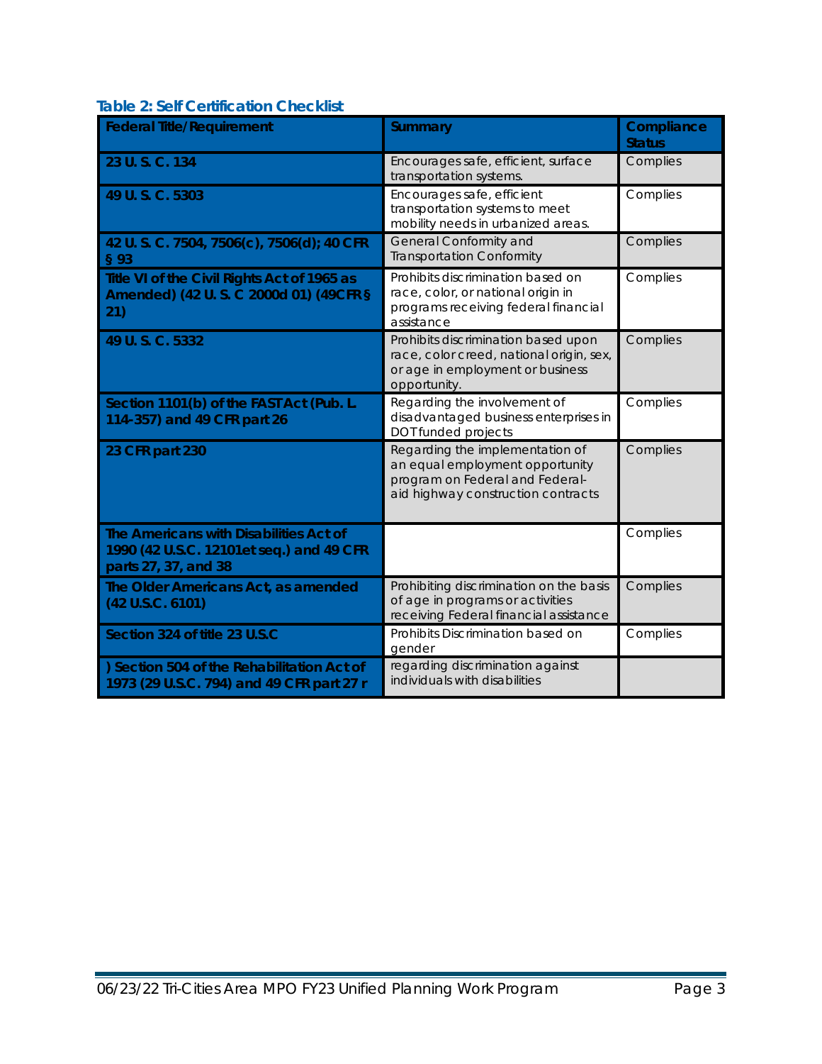**Table 2: Self Certification Checklist**

| Federal Title/Requirement | Summary | Compliance Status |
|---|---|---|
| 23 U. S. C. 134 | Encourages safe, efficient, surface transportation systems. | Complies |
| 49 U. S. C. 5303 | Encourages safe, efficient transportation systems to meet mobility needs in urbanized areas. | Complies |
| 42 U. S. C. 7504, 7506(c), 7506(d); 40 CFR § 93 | General Conformity and Transportation Conformity | Complies |
| Title VI of the Civil Rights Act of 1965 as Amended) (42 U. S. C 2000d 01) (49CFR § 21) | Prohibits discrimination based on race, color, or national origin in programs receiving federal financial assistance | Complies |
| 49 U. S. C. 5332 | Prohibits discrimination based upon race, color creed, national origin, sex, or age in employment or business opportunity. | Complies |
| Section 1101(b) of the FAST Act (Pub. L. 114-357) and 49 CFR part 26 | Regarding the involvement of disadvantaged business enterprises in DOT funded projects | Complies |
| 23 CFR part 230 | Regarding the implementation of an equal employment opportunity program on Federal and Federal-aid highway construction contracts | Complies |
| The Americans with Disabilities Act of 1990 (42 U.S.C. 12101et seq.) and 49 CFR parts 27, 37, and 38 | | Complies |
| The Older Americans Act, as amended (42 U.S.C. 6101) | Prohibiting discrimination on the basis of age in programs or activities receiving Federal financial assistance | Complies |
| Section 324 of title 23 U.S.C | Prohibits Discrimination based on gender | Complies |
| ) Section 504 of the Rehabilitation Act of 1973 (29 U.S.C. 794) and 49 CFR part 27 r | regarding discrimination against individuals with disabilities | |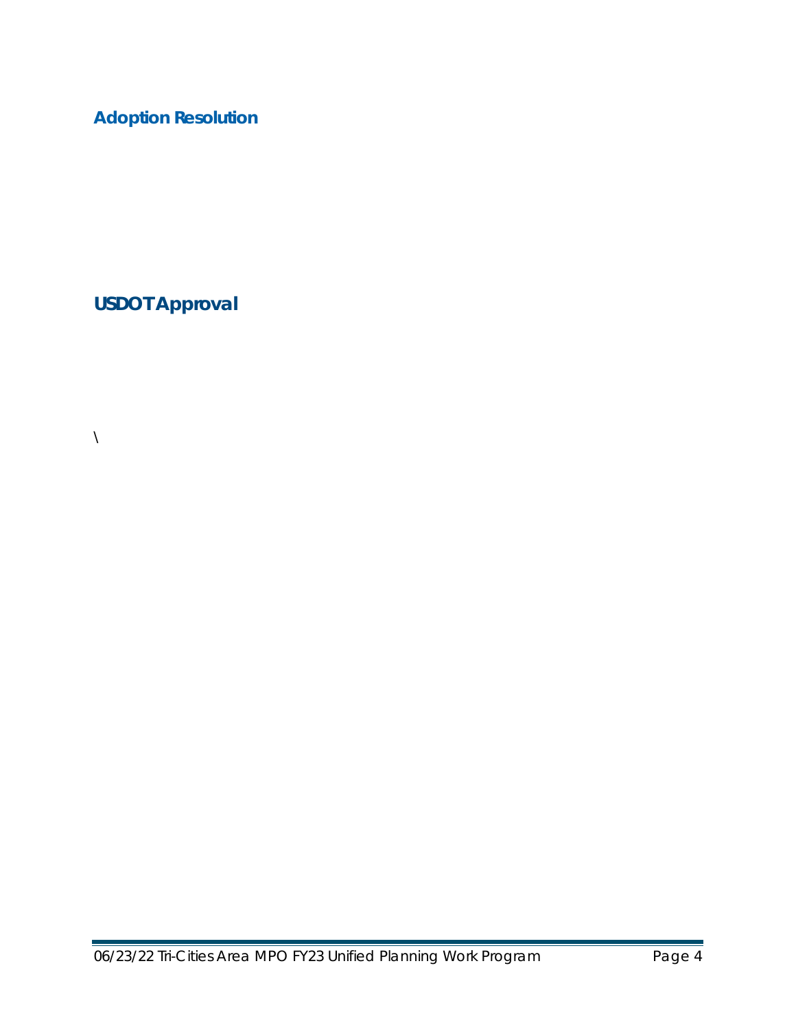## Adoption Resolution

## USDOT Approval

\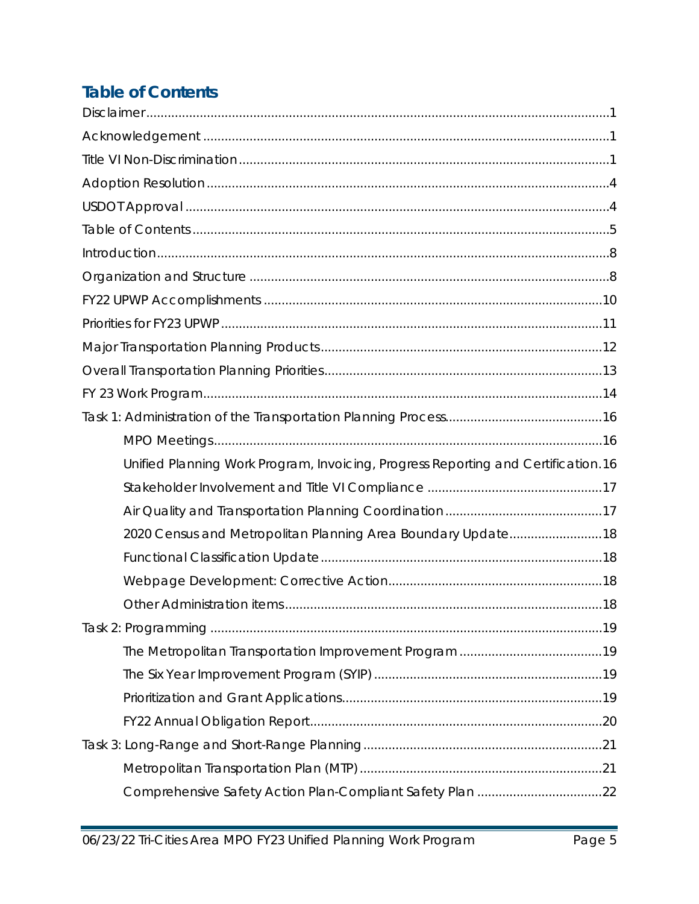## Table of Contents

Disclaimer....................................................................................................................1

Acknowledgement .......................................................................................................1

Title VI Non-Discrimination..........................................................................................1

Adoption Resolution ....................................................................................................4

USDOT Approval .........................................................................................................4

Table of Contents .........................................................................................................5

Introduction..................................................................................................................8

Organization and Structure .........................................................................................8

FY22 UPWP Accomplishments ..................................................................................10

Priorities for FY23 UPWP ............................................................................................11

Major Transportation Planning Products....................................................................12

Overall Transportation Planning Priorities..................................................................13

FY 23 Work Program...................................................................................................14

Task 1: Administration of the Transportation Planning Process...............................16

- MPO Meetings.....................................................................................................16
- Unified Planning Work Program, Invoicing, Progress Reporting and Certification.16
- Stakeholder Involvement and Title VI Compliance ..........................................17
- Air Quality and Transportation Planning Coordination .....................................17
- 2020 Census and Metropolitan Planning Area Boundary Update....................18
- Functional Classification Update ......................................................................18
- Webpage Development: Corrective Action......................................................18
- Other Administration items.................................................................................18

Task 2: Programming .................................................................................................19

- The Metropolitan Transportation Improvement Program ..................................19
- The Six Year Improvement Program (SYIP) ........................................................19
- Prioritization and Grant Applications.................................................................19
- FY22 Annual Obligation Report..........................................................................20

Task 3: Long-Range and Short-Range Planning ........................................................21

- Metropolitan Transportation Plan (MTP) ............................................................21
- Comprehensive Safety Action Plan-Compliant Safety Plan .............................22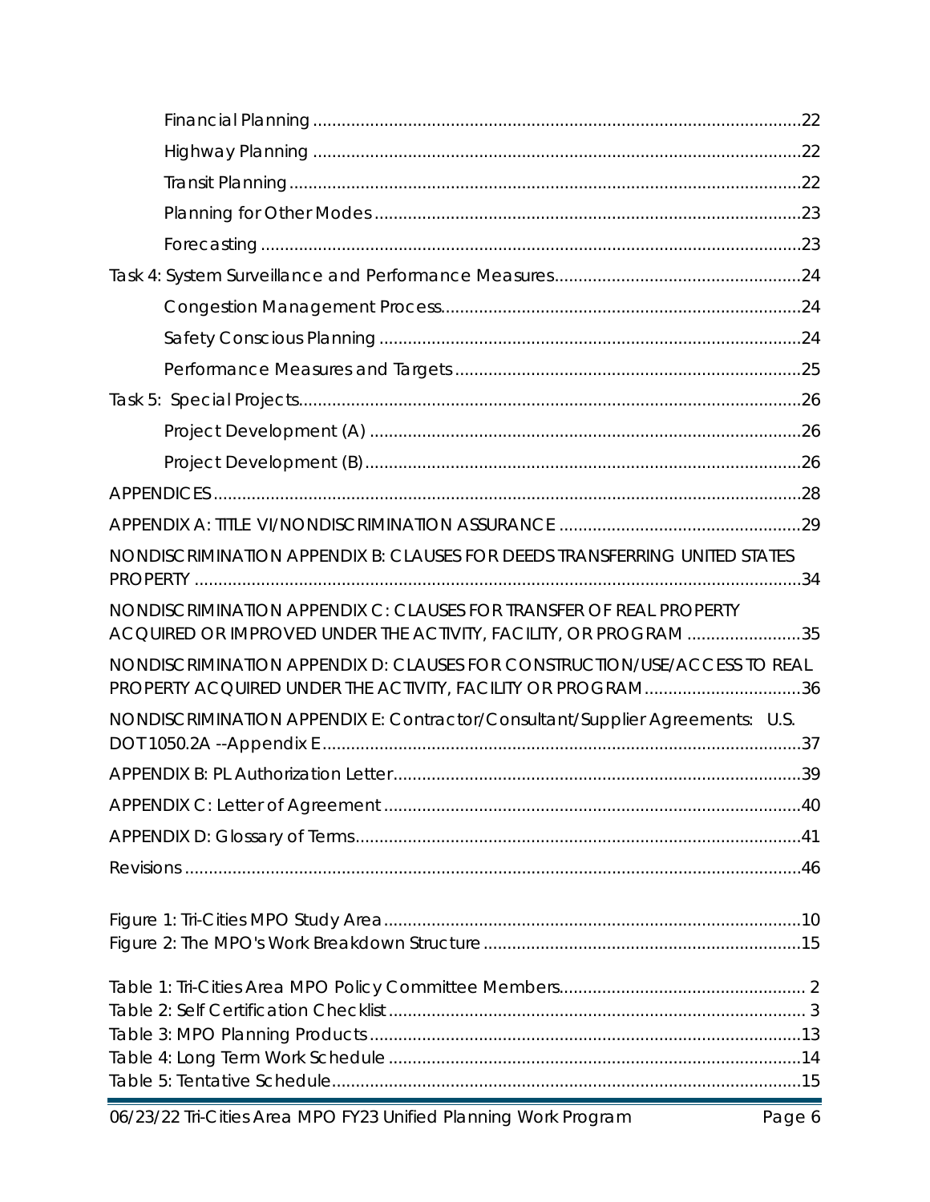Financial Planning ....................................................................................................22

Highway Planning ....................................................................................................22

Transit Planning ........................................................................................................22

Planning for Other Modes ......................................................................................23

Forecasting ..............................................................................................................23

Task 4: System Surveillance and Performance Measures.................................................24

Congestion Management Process........................................................................24

Safety Conscious Planning .....................................................................................24

Performance Measures and Targets .....................................................................25

Task 5: Special Projects.......................................................................................................26

Project Development (A) ........................................................................................26

Project Development (B).........................................................................................26

APPENDICES ........................................................................................................................28

APPENDIX A: TITLE VI/NONDISCRIMINATION ASSURANCE ................................................29

NONDISCRIMINATION APPENDIX B: CLAUSES FOR DEEDS TRANSFERRING UNITED STATES PROPERTY ..............................................................................................................................34

NONDISCRIMINATION APPENDIX C: CLAUSES FOR TRANSFER OF REAL PROPERTY ACQUIRED OR IMPROVED UNDER THE ACTIVITY, FACILITY, OR PROGRAM .......................35

NONDISCRIMINATION APPENDIX D: CLAUSES FOR CONSTRUCTION/USE/ACCESS TO REAL PROPERTY ACQUIRED UNDER THE ACTIVITY, FACILITY OR PROGRAM.................................36

NONDISCRIMINATION APPENDIX E: Contractor/Consultant/Supplier Agreements: U.S. DOT 1050.2A --Appendix E....................................................................................................37

APPENDIX B: PL Authorization Letter....................................................................................39

APPENDIX C: Letter of Agreement ......................................................................................40

APPENDIX D: Glossary of Terms............................................................................................41

Revisions ................................................................................................................................46

Figure 1: Tri-Cities MPO Study Area......................................................................................10
Figure 2: The MPO's Work Breakdown Structure .................................................................15

Table 1: Tri-Cities Area MPO Policy Committee Members................................................... 2
Table 2: Self Certification Checklist ...................................................................................... 3
Table 3: MPO Planning Products..........................................................................................13
Table 4: Long Term Work Schedule ......................................................................................14
Table 5: Tentative Schedule.................................................................................................15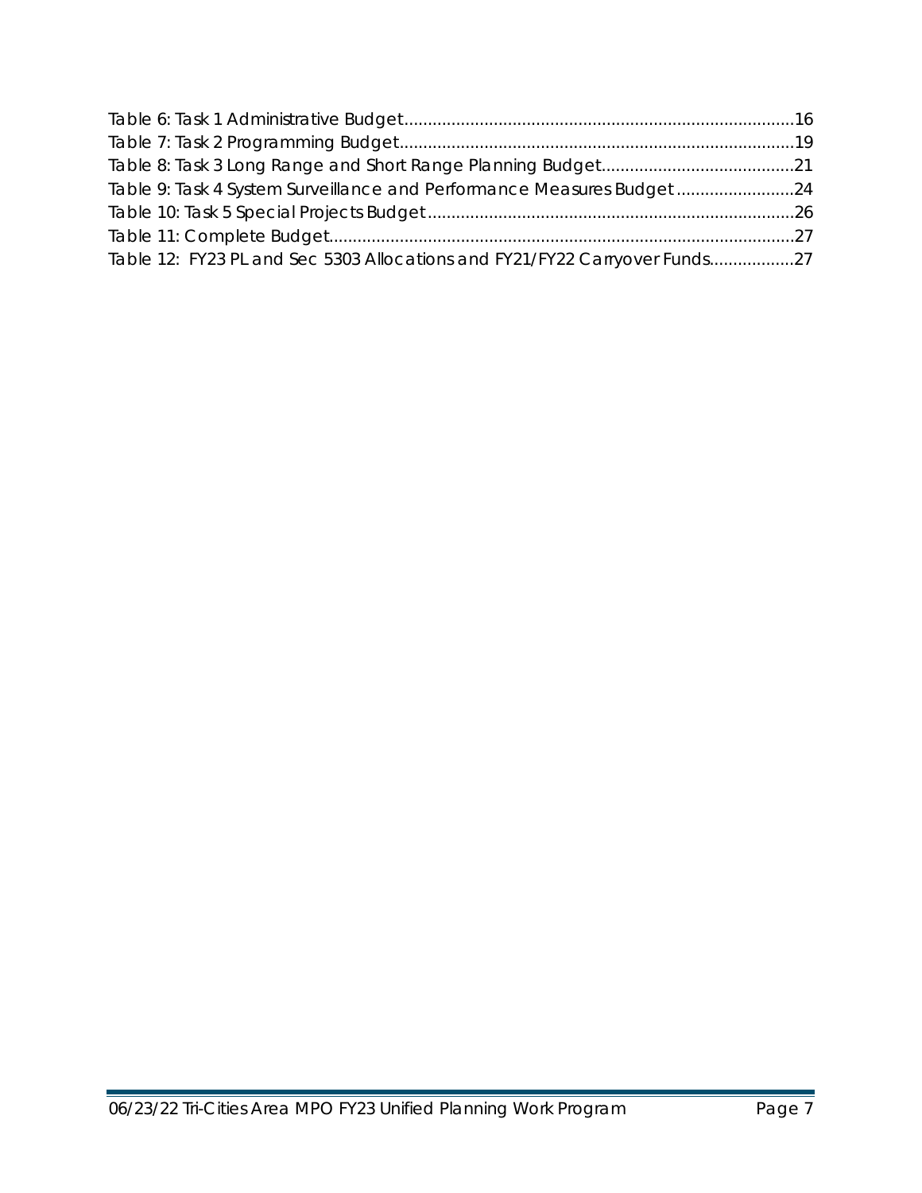Table 6: Task 1 Administrative Budget....................................................................................16
Table 7: Task 2 Programming Budget.....................................................................................19
Table 8: Task 3 Long Range and Short Range Planning Budget.........................................21
Table 9: Task 4 System Surveillance and Performance Measures Budget .........................24
Table 10: Task 5 Special Projects Budget ..............................................................................26
Table 11: Complete Budget....................................................................................................27
Table 12: FY23 PL and Sec 5303 Allocations and FY21/FY22 Carryover Funds..................27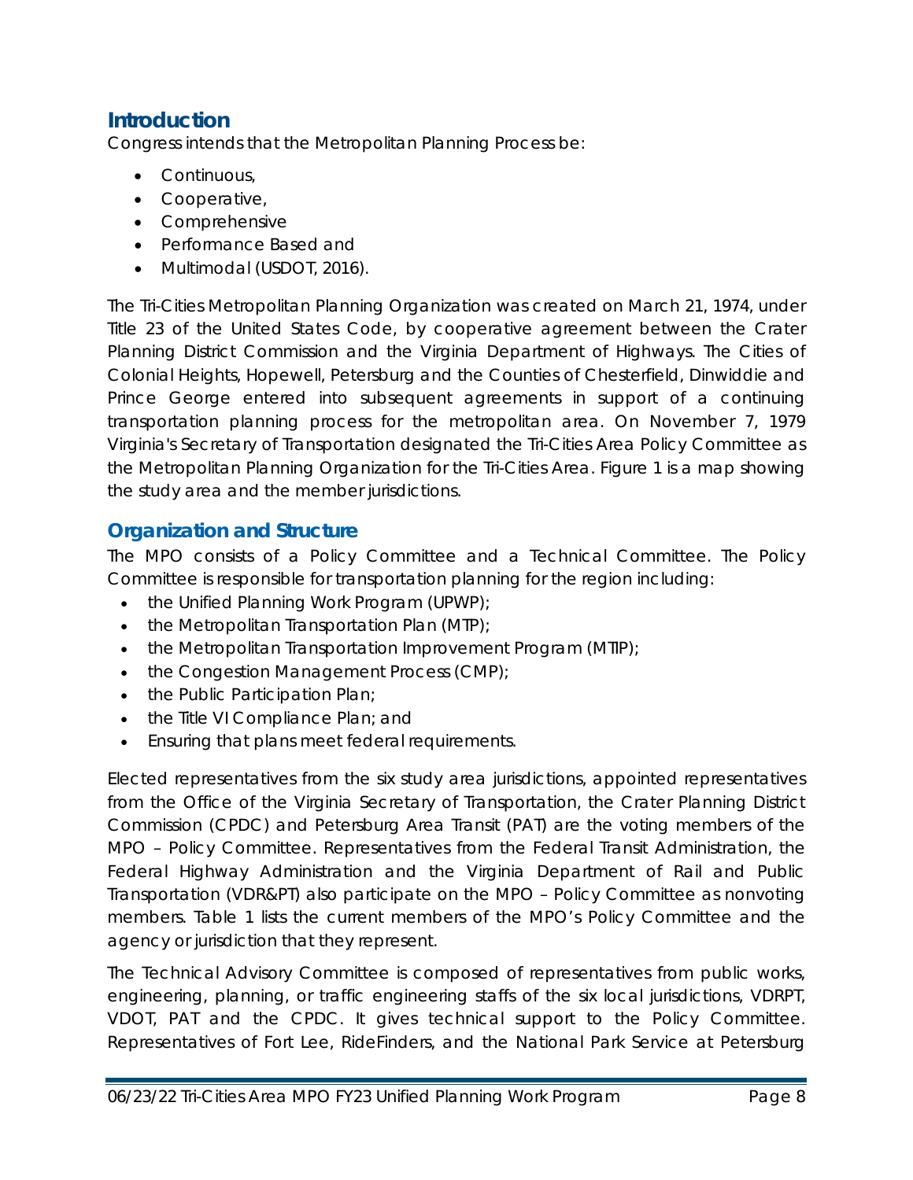## Introduction

Congress intends that the Metropolitan Planning Process be:

- Continuous,
- Cooperative,
- Comprehensive
- Performance Based and
- Multimodal (USDOT, 2016).

The Tri-Cities Metropolitan Planning Organization was created on March 21, 1974, under Title 23 of the United States Code, by cooperative agreement between the Crater Planning District Commission and the Virginia Department of Highways. The Cities of Colonial Heights, Hopewell, Petersburg and the Counties of Chesterfield, Dinwiddie and Prince George entered into subsequent agreements in support of a continuing transportation planning process for the metropolitan area. On November 7, 1979 Virginia's Secretary of Transportation designated the Tri-Cities Area Policy Committee as the Metropolitan Planning Organization for the Tri-Cities Area. Figure 1 is a map showing the study area and the member jurisdictions.

### Organization and Structure

The MPO consists of a Policy Committee and a Technical Committee. The Policy Committee is responsible for transportation planning for the region including:

- the Unified Planning Work Program (UPWP);
- the Metropolitan Transportation Plan (MTP);
- the Metropolitan Transportation Improvement Program (MTIP);
- the Congestion Management Process (CMP);
- the Public Participation Plan;
- the Title VI Compliance Plan; and
- Ensuring that plans meet federal requirements.

Elected representatives from the six study area jurisdictions, appointed representatives from the Office of the Virginia Secretary of Transportation, the Crater Planning District Commission (CPDC) and Petersburg Area Transit (PAT) are the voting members of the MPO – Policy Committee. Representatives from the Federal Transit Administration, the Federal Highway Administration and the Virginia Department of Rail and Public Transportation (VDR&PT) also participate on the MPO – Policy Committee as nonvoting members. Table 1 lists the current members of the MPO's Policy Committee and the agency or jurisdiction that they represent.

The Technical Advisory Committee is composed of representatives from public works, engineering, planning, or traffic engineering staffs of the six local jurisdictions, VDRPT, VDOT, PAT and the CPDC. It gives technical support to the Policy Committee. Representatives of Fort Lee, RideFinders, and the National Park Service at Petersburg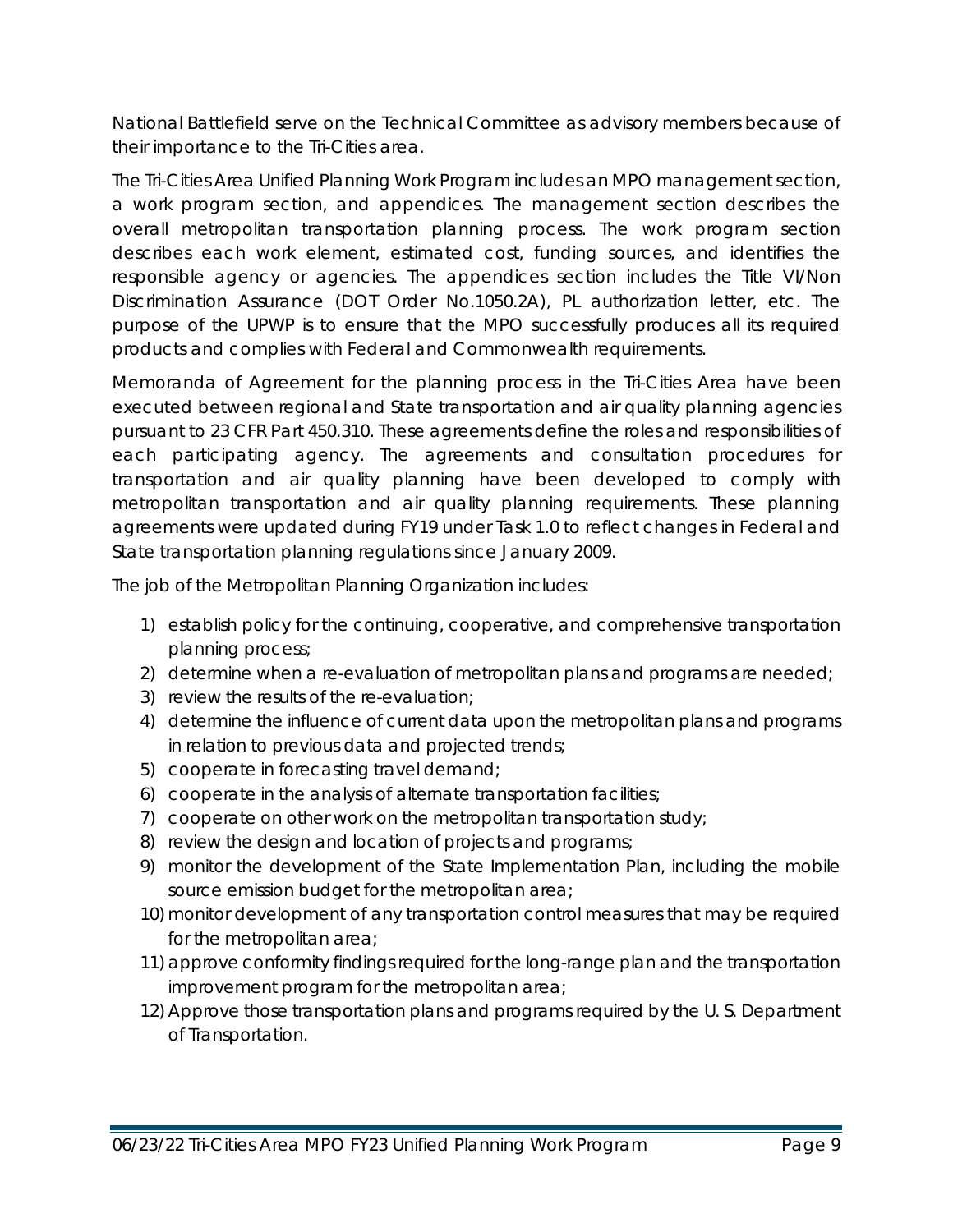National Battlefield serve on the Technical Committee as advisory members because of their importance to the Tri-Cities area.

The Tri-Cities Area Unified Planning Work Program includes an MPO management section, a work program section, and appendices. The management section describes the overall metropolitan transportation planning process. The work program section describes each work element, estimated cost, funding sources, and identifies the responsible agency or agencies. The appendices section includes the Title VI/Non Discrimination Assurance (DOT Order No.1050.2A), PL authorization letter, etc. The purpose of the UPWP is to ensure that the MPO successfully produces all its required products and complies with Federal and Commonwealth requirements.

Memoranda of Agreement for the planning process in the Tri-Cities Area have been executed between regional and State transportation and air quality planning agencies pursuant to 23 CFR Part 450.310. These agreements define the roles and responsibilities of each participating agency. The agreements and consultation procedures for transportation and air quality planning have been developed to comply with metropolitan transportation and air quality planning requirements. These planning agreements were updated during FY19 under Task 1.0 to reflect changes in Federal and State transportation planning regulations since January 2009.

The job of the Metropolitan Planning Organization includes:

1) establish policy for the continuing, cooperative, and comprehensive transportation planning process;
2) determine when a re-evaluation of metropolitan plans and programs are needed;
3) review the results of the re-evaluation;
4) determine the influence of current data upon the metropolitan plans and programs in relation to previous data and projected trends;
5) cooperate in forecasting travel demand;
6) cooperate in the analysis of alternate transportation facilities;
7) cooperate on other work on the metropolitan transportation study;
8) review the design and location of projects and programs;
9) monitor the development of the State Implementation Plan, including the mobile source emission budget for the metropolitan area;
10) monitor development of any transportation control measures that may be required for the metropolitan area;
11) approve conformity findings required for the long-range plan and the transportation improvement program for the metropolitan area;
12) Approve those transportation plans and programs required by the U. S. Department of Transportation.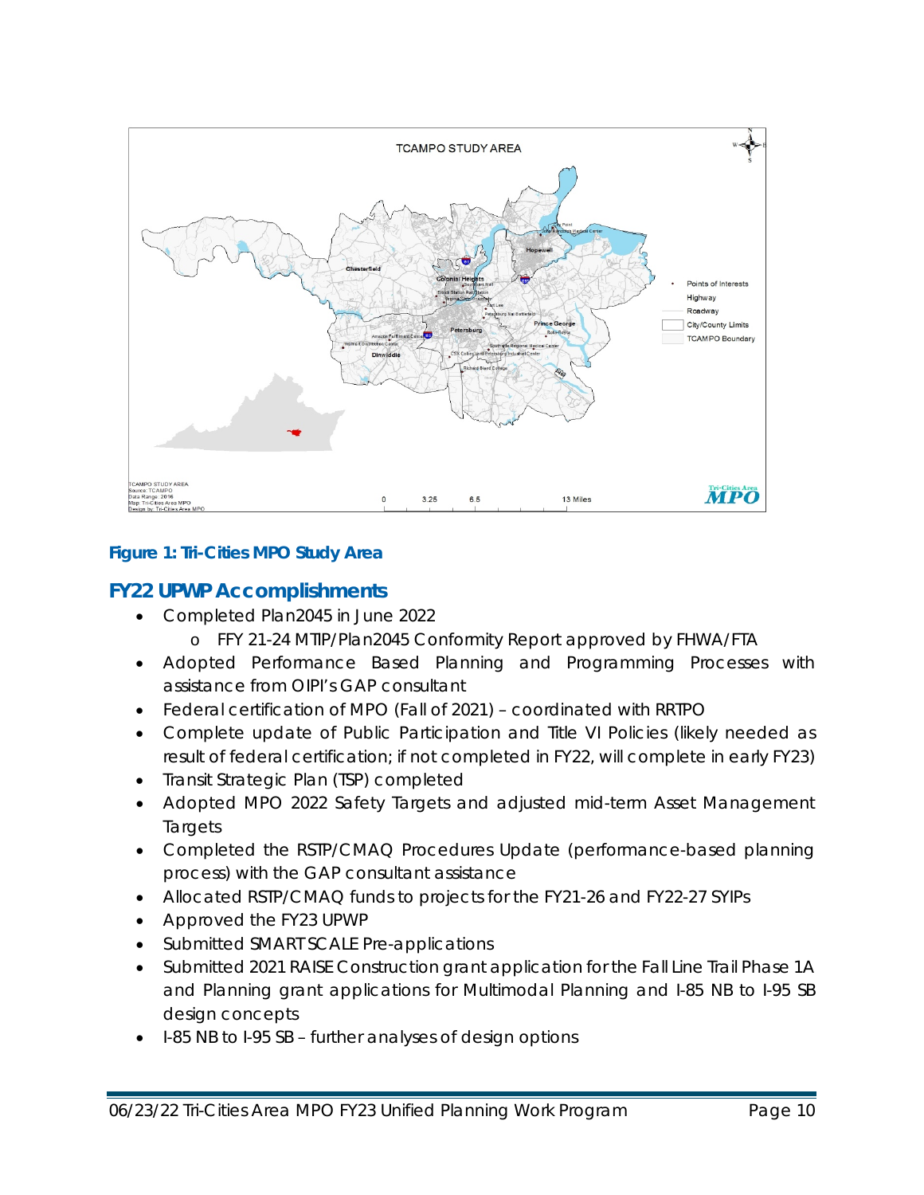**Figure 1: Tri-Cities MPO Study Area**

## FY22 UPWP Accomplishments

- Completed Plan2045 in June 2022
    - FFY 21-24 MTIP/Plan2045 Conformity Report approved by FHWA/FTA
- Adopted Performance Based Planning and Programming Processes with assistance from OIPI's GAP consultant
- Federal certification of MPO (Fall of 2021) – coordinated with RRTPO
- Complete update of Public Participation and Title VI Policies (likely needed as result of federal certification; if not completed in FY22, will complete in early FY23)
- Transit Strategic Plan (TSP) completed
- Adopted MPO 2022 Safety Targets and adjusted mid-term Asset Management Targets
- Completed the RSTP/CMAQ Procedures Update (performance-based planning process) with the GAP consultant assistance
- Allocated RSTP/CMAQ funds to projects for the FY21-26 and FY22-27 SYIPs
- Approved the FY23 UPWP
- Submitted SMART SCALE Pre-applications
- Submitted 2021 RAISE Construction grant application for the Fall Line Trail Phase 1A and Planning grant applications for Multimodal Planning and I-85 NB to I-95 SB design concepts
- I-85 NB to I-95 SB – further analyses of design options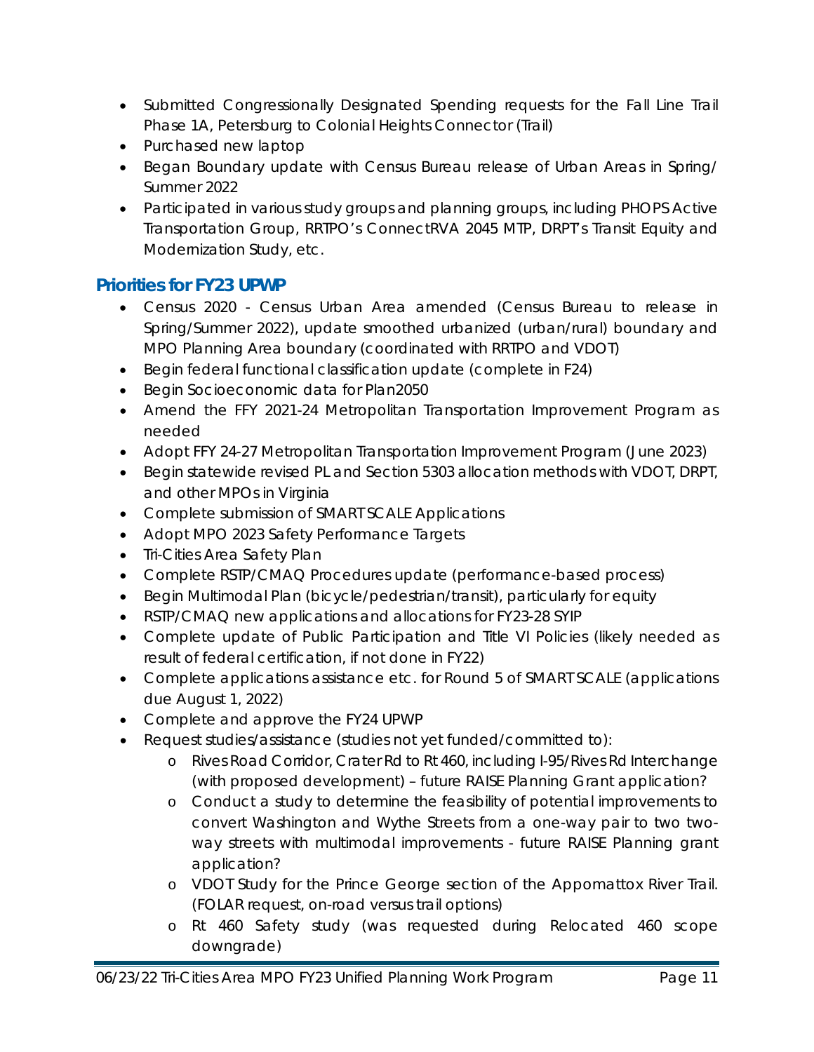- Submitted Congressionally Designated Spending requests for the Fall Line Trail Phase 1A, Petersburg to Colonial Heights Connector (Trail)
- Purchased new laptop
- Began Boundary update with Census Bureau release of Urban Areas in Spring/ Summer 2022
- Participated in various study groups and planning groups, including PHOPS Active Transportation Group, RRTPO's ConnectRVA 2045 MTP, DRPT's Transit Equity and Modernization Study, etc.

## Priorities for FY23 UPWP

- Census 2020 - Census Urban Area amended (Census Bureau to release in Spring/Summer 2022), update smoothed urbanized (urban/rural) boundary and MPO Planning Area boundary (coordinated with RRTPO and VDOT)
- Begin federal functional classification update (complete in F24)
- Begin Socioeconomic data for Plan2050
- Amend the FFY 2021-24 Metropolitan Transportation Improvement Program as needed
- Adopt FFY 24-27 Metropolitan Transportation Improvement Program (June 2023)
- Begin statewide revised PL and Section 5303 allocation methods with VDOT, DRPT, and other MPOs in Virginia
- Complete submission of SMART SCALE Applications
- Adopt MPO 2023 Safety Performance Targets
- Tri-Cities Area Safety Plan
- Complete RSTP/CMAQ Procedures update (performance-based process)
- Begin Multimodal Plan (bicycle/pedestrian/transit), particularly for equity
- RSTP/CMAQ new applications and allocations for FY23-28 SYIP
- Complete update of Public Participation and Title VI Policies (likely needed as result of federal certification, if not done in FY22)
- Complete applications assistance etc. for Round 5 of SMART SCALE (applications due August 1, 2022)
- Complete and approve the FY24 UPWP
- Request studies/assistance (studies not yet funded/committed to):
    - Rives Road Corridor, Crater Rd to Rt 460, including I-95/Rives Rd Interchange (with proposed development) – future RAISE Planning Grant application?
    - Conduct a study to determine the feasibility of potential improvements to convert Washington and Wythe Streets from a one-way pair to two two-way streets with multimodal improvements - future RAISE Planning grant application?
    - VDOT Study for the Prince George section of the Appomattox River Trail. (FOLAR request, on-road versus trail options)
    - Rt 460 Safety study (was requested during Relocated 460 scope downgrade)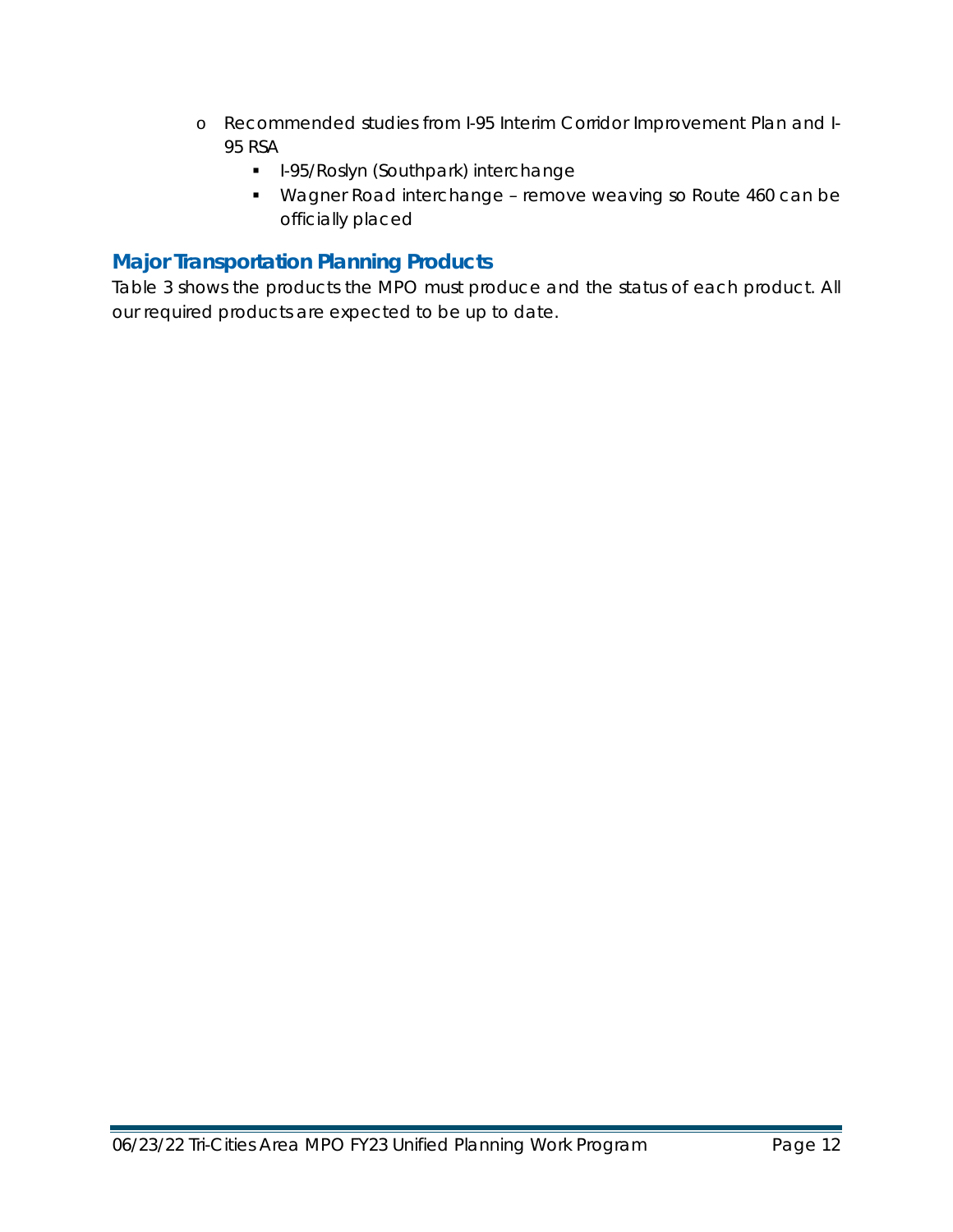- Recommended studies from I-95 Interim Corridor Improvement Plan and I-95 RSA
  - I-95/Roslyn (Southpark) interchange
  - Wagner Road interchange – remove weaving so Route 460 can be officially placed

## Major Transportation Planning Products

Table 3 shows the products the MPO must produce and the status of each product. All our required products are expected to be up to date.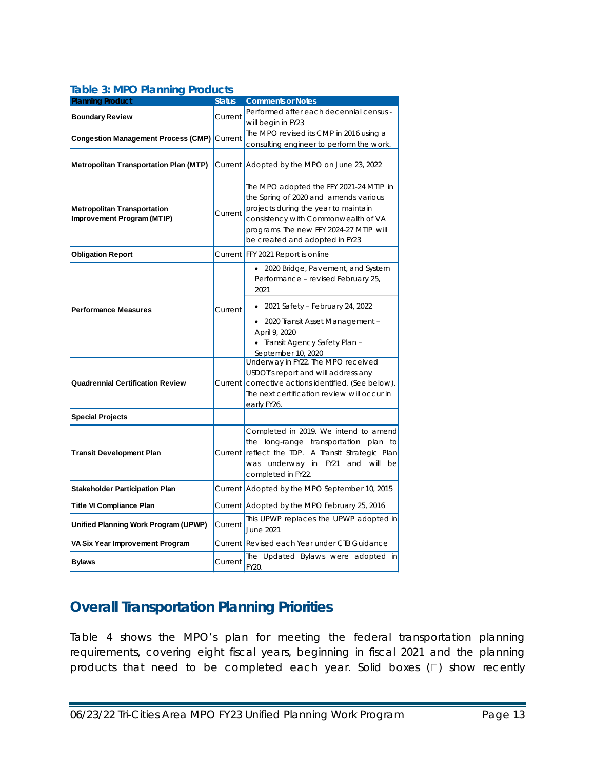### Table 3: MPO Planning Products

| Planning Product | Status | Comments or Notes |
|---|---|---|
| **Boundary Review** | Current | Performed after each decennial census - will begin in FY23 |
| **Congestion Management Process (CMP)** | Current | The MPO revised its CMP in 2016 using a consulting engineer to perform the work. |
| **Metropolitan Transportation Plan (MTP)** | Current | Adopted by the MPO on June 23, 2022 |
| **Metropolitan Transportation Improvement Program (MTIP)** | Current | The MPO adopted the FFY 2021-24 MTIP in the Spring of 2020 and amends various projects during the year to maintain consistency with Commonwealth of VA programs. The new FFY 2024-27 MTIP will be created and adopted in FY23 |
| **Obligation Report** | Current | FFY 2021 Report is online |
| **Performance Measures** | Current | • 2020 Bridge, Pavement, and System Performance – revised February 25, 2021<br>• 2021 Safety – February 24, 2022<br>• 2020 Transit Asset Management – April 9, 2020<br>• Transit Agency Safety Plan – September 10, 2020 |
| **Quadrennial Certification Review** | Current | Underway in FY22. The MPO received USDOT's report and will address any corrective actions identified. (See below). The next certification review will occur in early FY26. |
| **Special Projects** | | |
| **Transit Development Plan** | Current | Completed in 2019. We intend to amend the long-range transportation plan to reflect the TDP. A Transit Strategic Plan was underway in FY21 and will be completed in FY22. |
| **Stakeholder Participation Plan** | Current | Adopted by the MPO September 10, 2015 |
| **Title VI Compliance Plan** | Current | Adopted by the MPO February 25, 2016 |
| **Unified Planning Work Program (UPWP)** | Current | This UPWP replaces the UPWP adopted in June 2021 |
| **VA Six Year Improvement Program** | Current | Revised each Year under CTB Guidance |
| **Bylaws** | Current | The Updated Bylaws were adopted in FY20. |

## Overall Transportation Planning Priorities

Table 4 shows the MPO's plan for meeting the federal transportation planning requirements, covering eight fiscal years, beginning in fiscal 2021 and the planning products that need to be completed each year. Solid boxes (□) show recently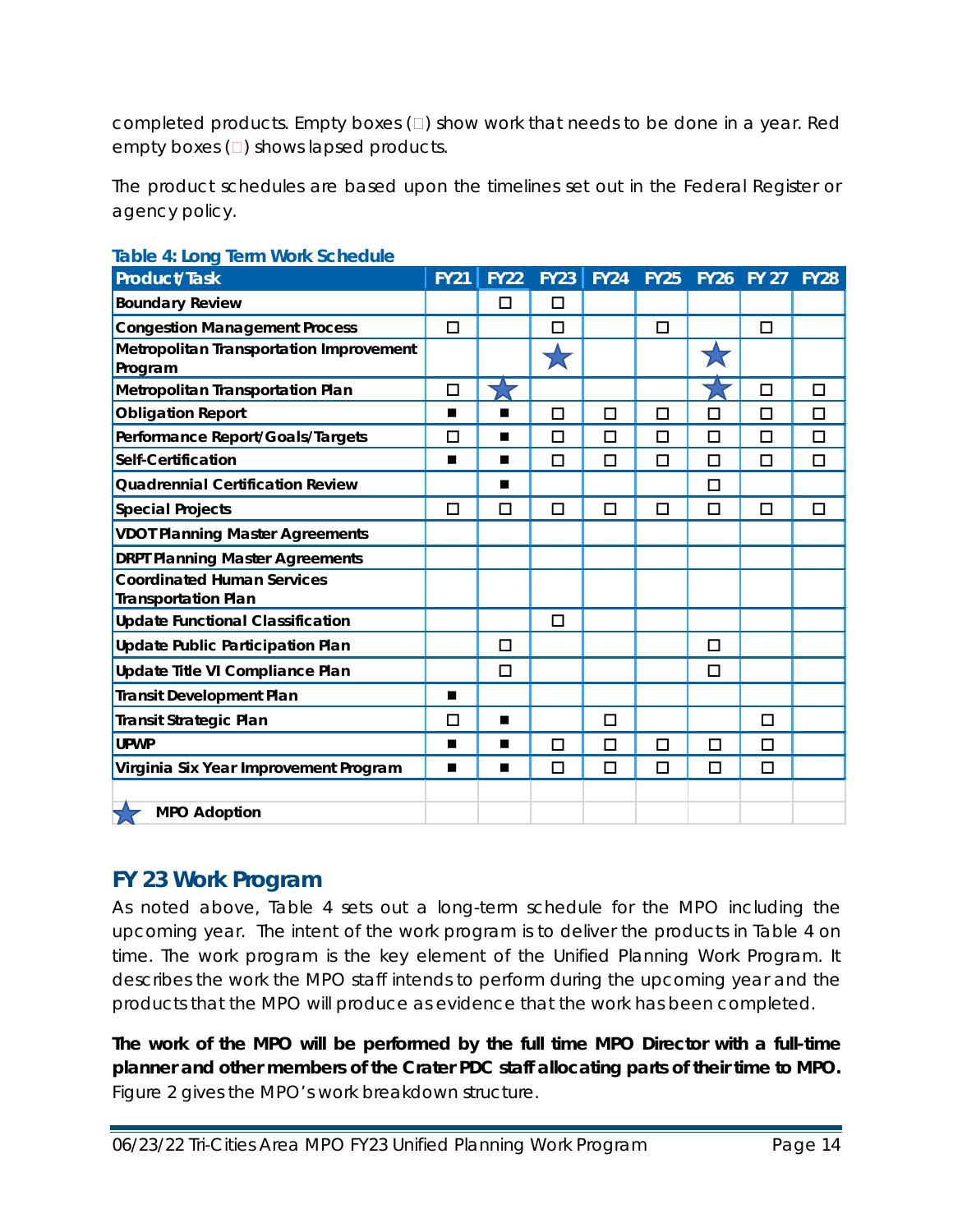completed products. Empty boxes (□) show work that needs to be done in a year. Red empty boxes (□) shows lapsed products.

The product schedules are based upon the timelines set out in the Federal Register or agency policy.

**Table 4: Long Term Work Schedule**

| Product/Task | FY21 | FY22 | FY23 | FY24 | FY25 | FY26 | FY 27 | FY28 |
|---|---|---|---|---|---|---|---|---|
| Boundary Review | | □ | □ | | | | | |
| Congestion Management Process | □ | | □ | | □ | | □ | |
| Metropolitan Transportation Improvement Program | | | ★ | | | ★ | | |
| Metropolitan Transportation Plan | □ | ★ | | | | ★ | □ | □ |
| Obligation Report | ■ | ■ | □ | □ | □ | □ | □ | □ |
| Performance Report/Goals/Targets | □ | ■ | □ | □ | □ | □ | □ | □ |
| Self-Certification | ■ | ■ | □ | □ | □ | □ | □ | □ |
| Quadrennial Certification Review | | ■ | | | | □ | | |
| Special Projects | □ | □ | □ | □ | □ | □ | □ | □ |
| VDOT Planning Master Agreements | | | | | | | | |
| DRPT Planning Master Agreements | | | | | | | | |
| Coordinated Human Services Transportation Plan | | | | | | | | |
| Update Functional Classification | | | □ | | | | | |
| Update Public Participation Plan | | □ | | | | □ | | |
| Update Title VI Compliance Plan | | □ | | | | □ | | |
| Transit Development Plan | ■ | | | | | | | |
| Transit Strategic Plan | □ | ■ | | □ | | | □ | |
| UPWP | ■ | ■ | □ | □ | □ | □ | □ | |
| Virginia Six Year Improvement Program | ■ | ■ | □ | □ | □ | □ | □ | |
| | | | | | | | | |
| ★ MPO Adoption | | | | | | | | |

## FY 23 Work Program

As noted above, Table 4 sets out a long-term schedule for the MPO including the upcoming year. The intent of the work program is to deliver the products in Table 4 on time. The work program is the key element of the Unified Planning Work Program. It describes the work the MPO staff intends to perform during the upcoming year and the products that the MPO will produce as evidence that the work has been completed.

**The work of the MPO will be performed by the full time MPO Director with a full-time planner and other members of the Crater PDC staff allocating parts of their time to MPO.** Figure 2 gives the MPO's work breakdown structure.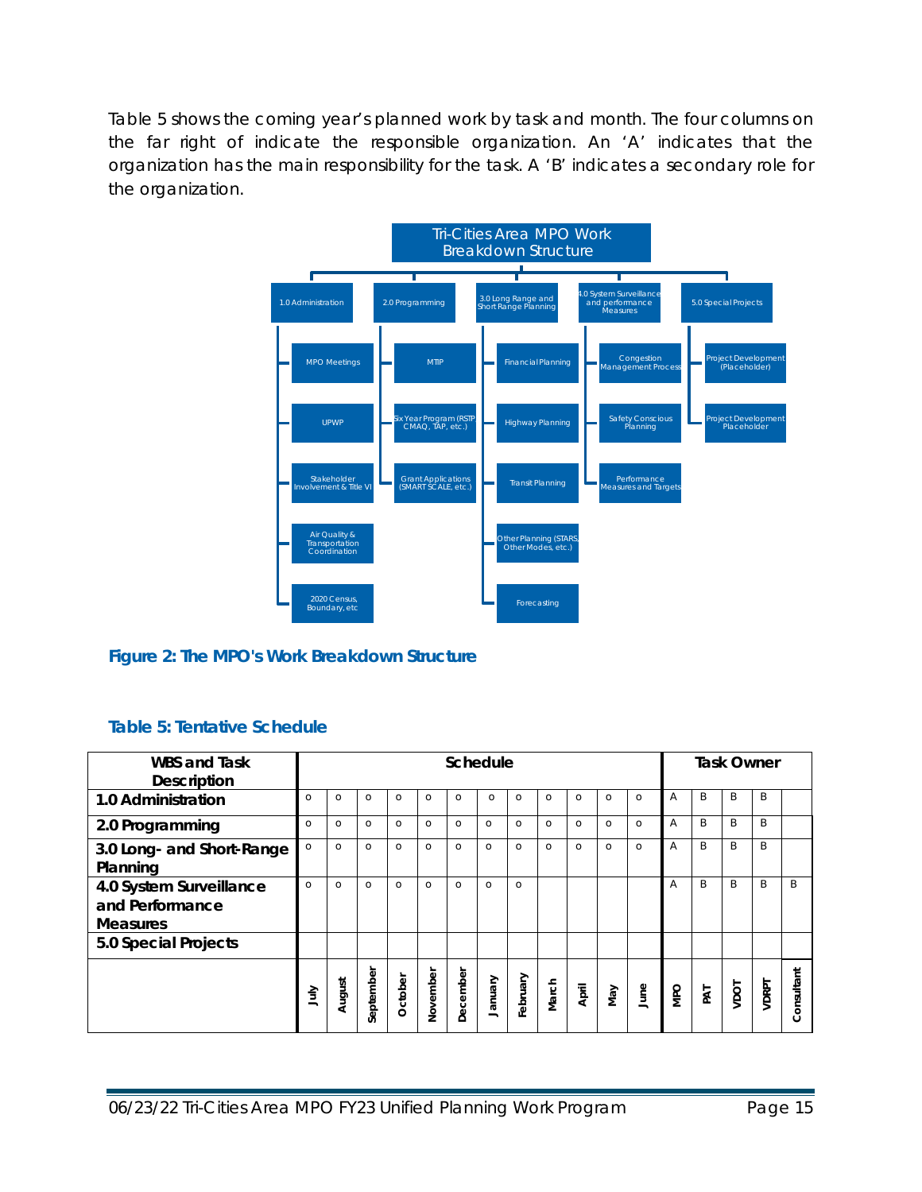Table 5 shows the coming year's planned work by task and month. The four columns on the far right of indicate the responsible organization. An 'A' indicates that the organization has the main responsibility for the task. A 'B' indicates a secondary role for the organization.

**Tri-Cities Area MPO Work Breakdown Structure**

- 1.0 Administration
  - MPO Meetings
  - UPWP
  - Stakeholder Involvement & Title VI
  - Air Quality & Transportation Coordination
  - 2020 Census, Boundary, etc
- 2.0 Programming
  - MTIP
  - Six Year Program (RSTP CMAQ, TAP, etc.)
  - Grant Applications (SMART SCALE, etc.)
- 3.0 Long Range and Short Range Planning
  - Financial Planning
  - Highway Planning
  - Transit Planning
  - Other Planning (STARS, Other Modes, etc.)
  - Forecasting
- 4.0 System Surveillance and performance Measures
  - Congestion Management Process
  - Safety Conscious Planning
  - Performance Measures and Targets
- 5.0 Special Projects
  - Project Development (Placeholder)
  - Project Development Placeholder

**Figure 2: The MPO's Work Breakdown Structure**

### Table 5: Tentative Schedule

| WBS and Task Description | Schedule | | | | | | | | | | | | Task Owner | | | | |
|---|---|---|---|---|---|---|---|---|---|---|---|---|---|---|---|---|---|
| | July | August | September | October | November | December | January | February | March | April | May | June | MPO | PAT | VDOT | VDRPT | Consultant |
| **1.0 Administration** | o | o | o | o | o | o | o | o | o | o | o | o | A | B | B | B | |
| **2.0 Programming** | o | o | o | o | o | o | o | o | o | o | o | o | A | B | B | B | |
| **3.0 Long- and Short-Range Planning** | o | o | o | o | o | o | o | o | o | o | o | o | A | B | B | B | |
| **4.0 System Surveillance and Performance Measures** | o | o | o | o | o | o | o | o | | | | | A | B | B | B | B |
| **5.0 Special Projects** | | | | | | | | | | | | | | | | | |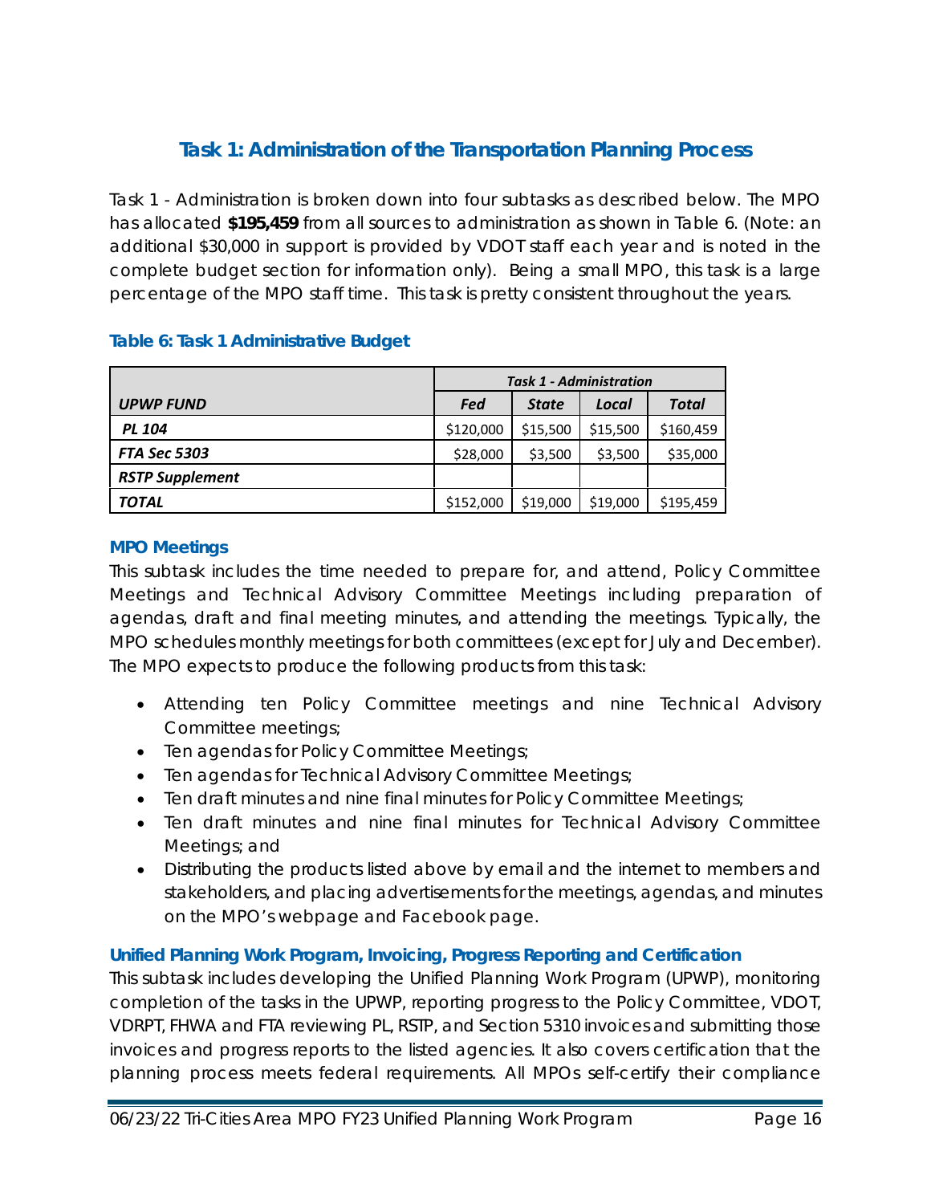## Task 1: Administration of the Transportation Planning Process

Task 1 - Administration is broken down into four subtasks as described below. The MPO has allocated **$195,459** from all sources to administration as shown in Table 6. (Note: an additional $30,000 in support is provided by VDOT staff each year and is noted in the complete budget section for information only). Being a small MPO, this task is a large percentage of the MPO staff time. This task is pretty consistent throughout the years.

### Table 6: Task 1 Administrative Budget

| | *Task 1 - Administration* | | | |
|---|---|---|---|---|
| ***UPWP FUND*** | ***Fed*** | ***State*** | ***Local*** | ***Total*** |
| ***PL 104*** | $120,000 | $15,500 | $15,500 | $160,459 |
| ***FTA Sec 5303*** | $28,000 | $3,500 | $3,500 | $35,000 |
| ***RSTP Supplement*** | | | | |
| ***TOTAL*** | $152,000 | $19,000 | $19,000 | $195,459 |

### MPO Meetings

This subtask includes the time needed to prepare for, and attend, Policy Committee Meetings and Technical Advisory Committee Meetings including preparation of agendas, draft and final meeting minutes, and attending the meetings. Typically, the MPO schedules monthly meetings for both committees (except for July and December). The MPO expects to produce the following products from this task:

- Attending ten Policy Committee meetings and nine Technical Advisory Committee meetings;
- Ten agendas for Policy Committee Meetings;
- Ten agendas for Technical Advisory Committee Meetings;
- Ten draft minutes and nine final minutes for Policy Committee Meetings;
- Ten draft minutes and nine final minutes for Technical Advisory Committee Meetings; and
- Distributing the products listed above by email and the internet to members and stakeholders, and placing advertisements for the meetings, agendas, and minutes on the MPO's webpage and Facebook page.

### Unified Planning Work Program, Invoicing, Progress Reporting and Certification

This subtask includes developing the Unified Planning Work Program (UPWP), monitoring completion of the tasks in the UPWP, reporting progress to the Policy Committee, VDOT, VDRPT, FHWA and FTA reviewing PL, RSTP, and Section 5310 invoices and submitting those invoices and progress reports to the listed agencies. It also covers certification that the planning process meets federal requirements. All MPOs self-certify their compliance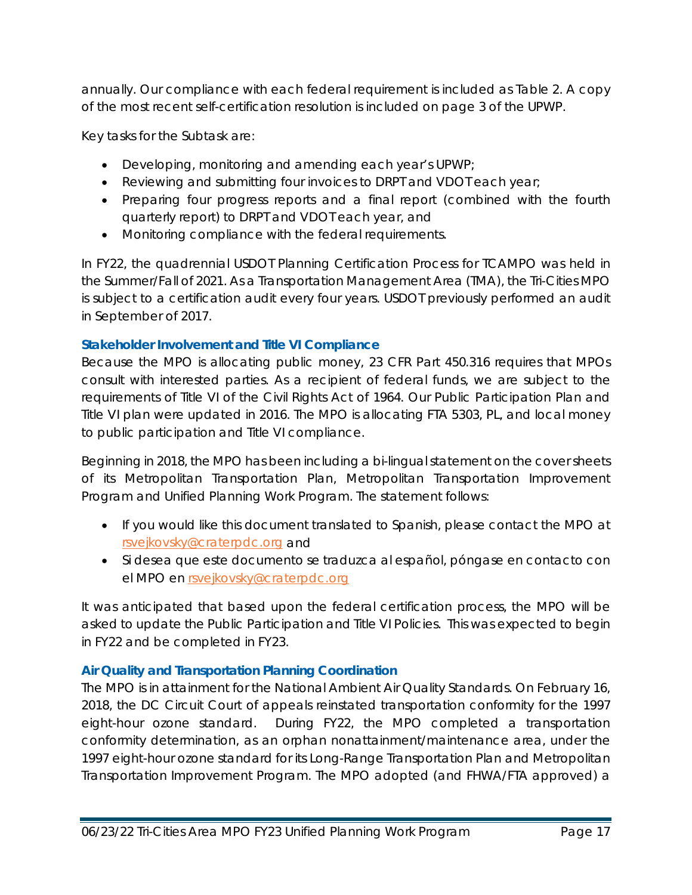annually. Our compliance with each federal requirement is included as Table 2. A copy of the most recent self-certification resolution is included on page 3 of the UPWP.

Key tasks for the Subtask are:

- Developing, monitoring and amending each year's UPWP;
- Reviewing and submitting four invoices to DRPT and VDOT each year;
- Preparing four progress reports and a final report (combined with the fourth quarterly report) to DRPT and VDOT each year, and
- Monitoring compliance with the federal requirements.

In FY22, the quadrennial USDOT Planning Certification Process for TCAMPO was held in the Summer/Fall of 2021. As a Transportation Management Area (TMA), the Tri-Cities MPO is subject to a certification audit every four years. USDOT previously performed an audit in September of 2017.

### Stakeholder Involvement and Title VI Compliance

Because the MPO is allocating public money, 23 CFR Part 450.316 requires that MPOs consult with interested parties. As a recipient of federal funds, we are subject to the requirements of Title VI of the Civil Rights Act of 1964. Our Public Participation Plan and Title VI plan were updated in 2016. The MPO is allocating FTA 5303, PL, and local money to public participation and Title VI compliance.

Beginning in 2018, the MPO has been including a bi-lingual statement on the cover sheets of its Metropolitan Transportation Plan, Metropolitan Transportation Improvement Program and Unified Planning Work Program. The statement follows:

- If you would like this document translated to Spanish, please contact the MPO at rsvejkovsky@craterpdc.org and
- Si desea que este documento se traduzca al español, póngase en contacto con el MPO en rsvejkovsky@craterpdc.org

It was anticipated that based upon the federal certification process, the MPO will be asked to update the Public Participation and Title VI Policies. This was expected to begin in FY22 and be completed in FY23.

### Air Quality and Transportation Planning Coordination

The MPO is in attainment for the National Ambient Air Quality Standards. On February 16, 2018, the DC Circuit Court of appeals reinstated transportation conformity for the 1997 eight-hour ozone standard. During FY22, the MPO completed a transportation conformity determination, as an orphan nonattainment/maintenance area, under the 1997 eight-hour ozone standard for its Long-Range Transportation Plan and Metropolitan Transportation Improvement Program. The MPO adopted (and FHWA/FTA approved) a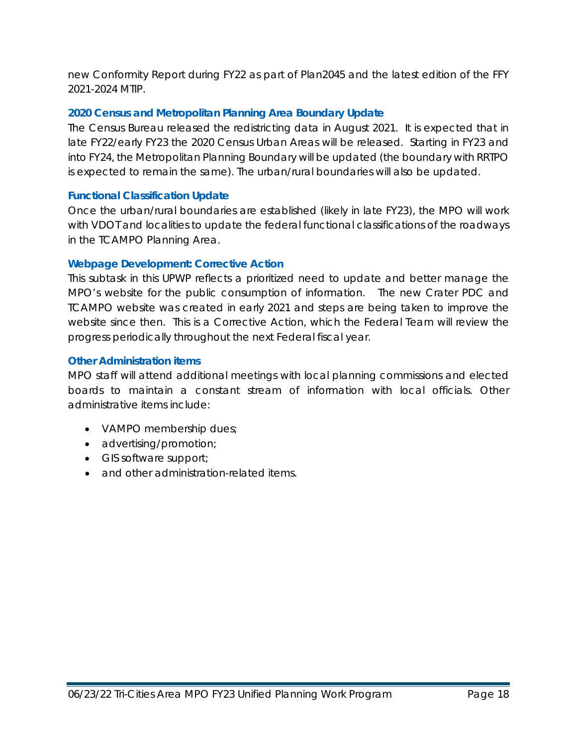new Conformity Report during FY22 as part of Plan2045 and the latest edition of the FFY 2021-2024 MTIP.

### 2020 Census and Metropolitan Planning Area Boundary Update

The Census Bureau released the redistricting data in August 2021. It is expected that in late FY22/early FY23 the 2020 Census Urban Areas will be released. Starting in FY23 and into FY24, the Metropolitan Planning Boundary will be updated (the boundary with RRTPO is expected to remain the same). The urban/rural boundaries will also be updated.

### Functional Classification Update

Once the urban/rural boundaries are established (likely in late FY23), the MPO will work with VDOT and localities to update the federal functional classifications of the roadways in the TCAMPO Planning Area.

### Webpage Development: Corrective Action

This subtask in this UPWP reflects a prioritized need to update and better manage the MPO's website for the public consumption of information. The new Crater PDC and TCAMPO website was created in early 2021 and steps are being taken to improve the website since then. This is a Corrective Action, which the Federal Team will review the progress periodically throughout the next Federal fiscal year.

### Other Administration items

MPO staff will attend additional meetings with local planning commissions and elected boards to maintain a constant stream of information with local officials. Other administrative items include:

- VAMPO membership dues;
- advertising/promotion;
- GIS software support;
- and other administration-related items.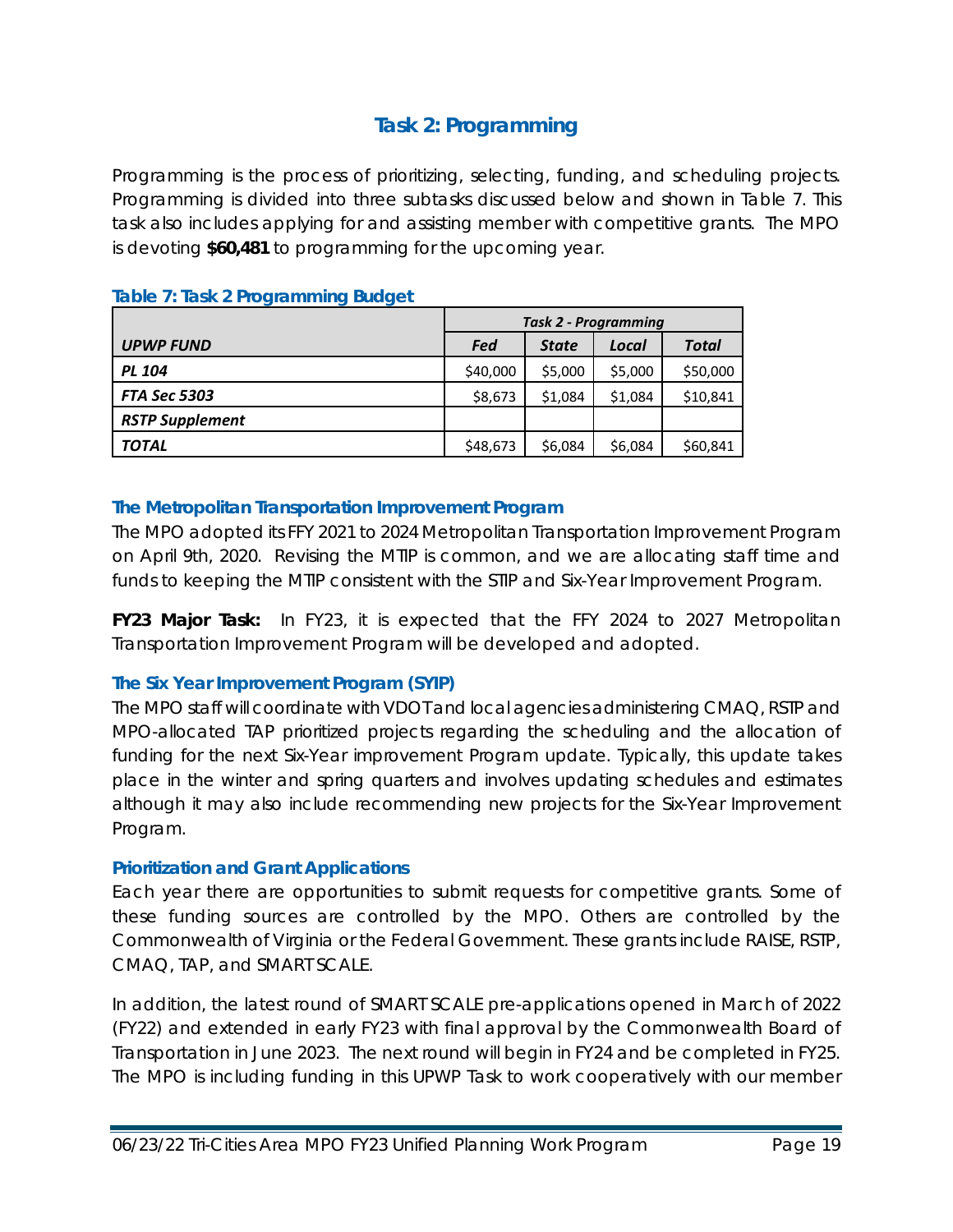## Task 2: Programming

Programming is the process of prioritizing, selecting, funding, and scheduling projects. Programming is divided into three subtasks discussed below and shown in Table 7. This task also includes applying for and assisting member with competitive grants. The MPO is devoting **$60,481** to programming for the upcoming year.

### Table 7: Task 2 Programming Budget

| | *Task 2 - Programming* | | | |
|---|---|---|---|---|
| ***UPWP FUND*** | ***Fed*** | ***State*** | ***Local*** | ***Total*** |
| ***PL 104*** | $40,000 | $5,000 | $5,000 | $50,000 |
| ***FTA Sec 5303*** | $8,673 | $1,084 | $1,084 | $10,841 |
| ***RSTP Supplement*** | | | | |
| ***TOTAL*** | $48,673 | $6,084 | $6,084 | $60,841 |

### The Metropolitan Transportation Improvement Program

The MPO adopted its FFY 2021 to 2024 Metropolitan Transportation Improvement Program on April 9th, 2020. Revising the MTIP is common, and we are allocating staff time and funds to keeping the MTIP consistent with the STIP and Six-Year Improvement Program.

**FY23 Major Task:** In FY23, it is expected that the FFY 2024 to 2027 Metropolitan Transportation Improvement Program will be developed and adopted.

### The Six Year Improvement Program (SYIP)

The MPO staff will coordinate with VDOT and local agencies administering CMAQ, RSTP and MPO-allocated TAP prioritized projects regarding the scheduling and the allocation of funding for the next Six-Year improvement Program update. Typically, this update takes place in the winter and spring quarters and involves updating schedules and estimates although it may also include recommending new projects for the Six-Year Improvement Program.

### Prioritization and Grant Applications

Each year there are opportunities to submit requests for competitive grants. Some of these funding sources are controlled by the MPO. Others are controlled by the Commonwealth of Virginia or the Federal Government. These grants include RAISE, RSTP, CMAQ, TAP, and SMART SCALE.

In addition, the latest round of SMART SCALE pre-applications opened in March of 2022 (FY22) and extended in early FY23 with final approval by the Commonwealth Board of Transportation in June 2023. The next round will begin in FY24 and be completed in FY25. The MPO is including funding in this UPWP Task to work cooperatively with our member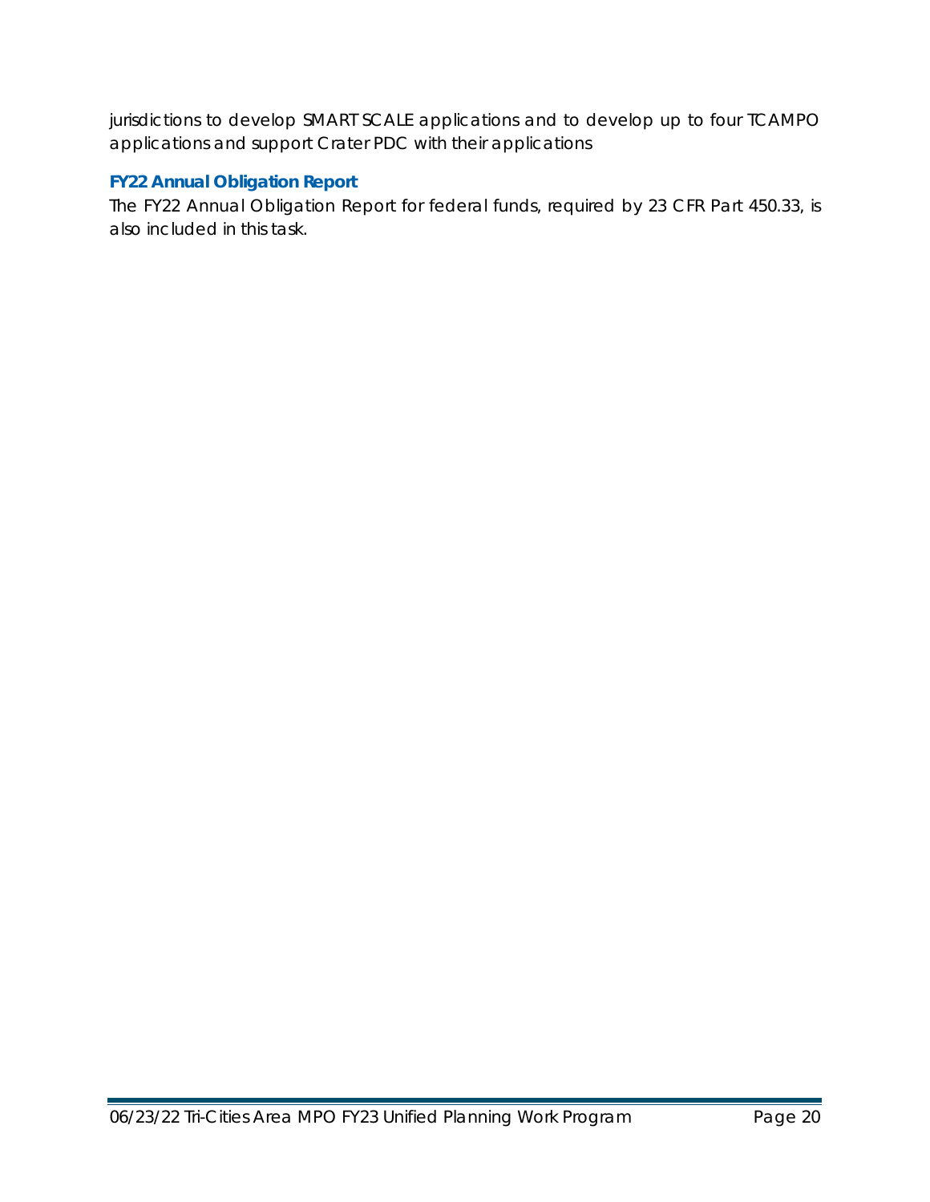jurisdictions to develop SMART SCALE applications and to develop up to four TCAMPO applications and support Crater PDC with their applications

### FY22 Annual Obligation Report

The FY22 Annual Obligation Report for federal funds, required by 23 CFR Part 450.33, is also included in this task.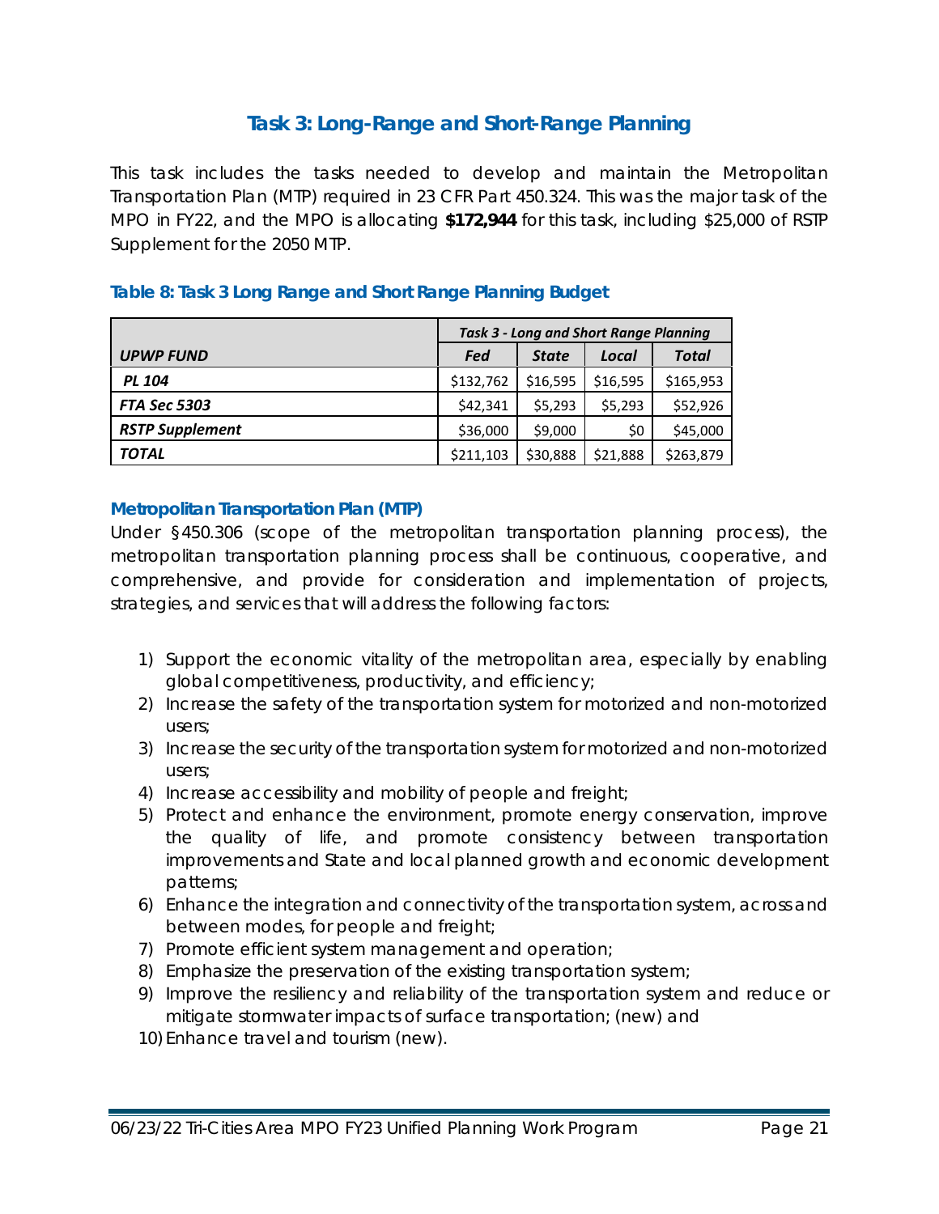## Task 3: Long-Range and Short-Range Planning

This task includes the tasks needed to develop and maintain the Metropolitan Transportation Plan (MTP) required in 23 CFR Part 450.324. This was the major task of the MPO in FY22, and the MPO is allocating **$172,944** for this task, including $25,000 of RSTP Supplement for the 2050 MTP.

### Table 8: Task 3 Long Range and Short Range Planning Budget

| | *Task 3 - Long and Short Range Planning* | | | |
|---|---|---|---|---|
| ***UPWP FUND*** | ***Fed*** | ***State*** | ***Local*** | ***Total*** |
| ***PL 104*** | $132,762 | $16,595 | $16,595 | $165,953 |
| ***FTA Sec 5303*** | $42,341 | $5,293 | $5,293 | $52,926 |
| ***RSTP Supplement*** | $36,000 | $9,000 | $0 | $45,000 |
| ***TOTAL*** | $211,103 | $30,888 | $21,888 | $263,879 |

### Metropolitan Transportation Plan (MTP)

Under §450.306 (scope of the metropolitan transportation planning process), the metropolitan transportation planning process shall be continuous, cooperative, and comprehensive, and provide for consideration and implementation of projects, strategies, and services that will address the following factors:

1) Support the economic vitality of the metropolitan area, especially by enabling global competitiveness, productivity, and efficiency;
2) Increase the safety of the transportation system for motorized and non-motorized users;
3) Increase the security of the transportation system for motorized and non-motorized users;
4) Increase accessibility and mobility of people and freight;
5) Protect and enhance the environment, promote energy conservation, improve the quality of life, and promote consistency between transportation improvements and State and local planned growth and economic development patterns;
6) Enhance the integration and connectivity of the transportation system, across and between modes, for people and freight;
7) Promote efficient system management and operation;
8) Emphasize the preservation of the existing transportation system;
9) Improve the resiliency and reliability of the transportation system and reduce or mitigate stormwater impacts of surface transportation; (new) and
10) Enhance travel and tourism (new).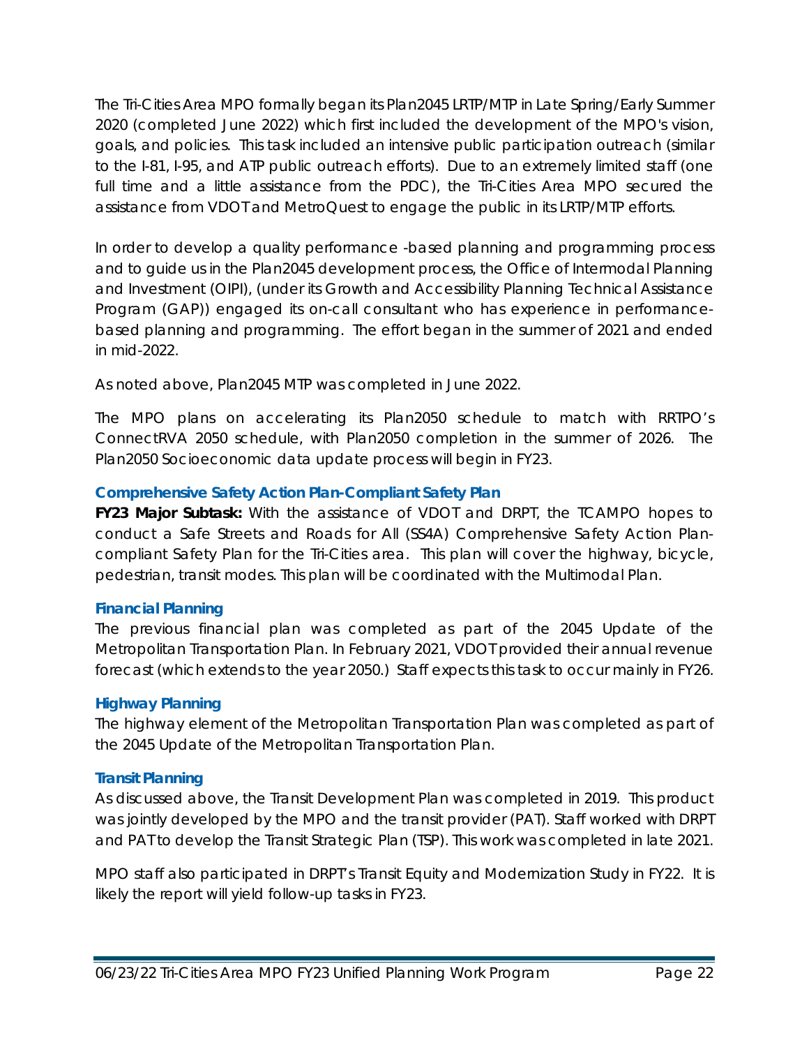The Tri-Cities Area MPO formally began its Plan2045 LRTP/MTP in Late Spring/Early Summer 2020 (completed June 2022) which first included the development of the MPO's vision, goals, and policies. This task included an intensive public participation outreach (similar to the I-81, I-95, and ATP public outreach efforts). Due to an extremely limited staff (one full time and a little assistance from the PDC), the Tri-Cities Area MPO secured the assistance from VDOT and MetroQuest to engage the public in its LRTP/MTP efforts.

In order to develop a quality performance -based planning and programming process and to guide us in the Plan2045 development process, the Office of Intermodal Planning and Investment (OIPI), (under its Growth and Accessibility Planning Technical Assistance Program (GAP)) engaged its on-call consultant who has experience in performance-based planning and programming. The effort began in the summer of 2021 and ended in mid-2022.

As noted above, Plan2045 MTP was completed in June 2022.

The MPO plans on accelerating its Plan2050 schedule to match with RRTPO's ConnectRVA 2050 schedule, with Plan2050 completion in the summer of 2026. The Plan2050 Socioeconomic data update process will begin in FY23.

### Comprehensive Safety Action Plan-Compliant Safety Plan

**FY23 Major Subtask:** With the assistance of VDOT and DRPT, the TCAMPO hopes to conduct a Safe Streets and Roads for All (SS4A) Comprehensive Safety Action Plan-compliant Safety Plan for the Tri-Cities area. This plan will cover the highway, bicycle, pedestrian, transit modes. This plan will be coordinated with the Multimodal Plan.

### Financial Planning

The previous financial plan was completed as part of the 2045 Update of the Metropolitan Transportation Plan. In February 2021, VDOT provided their annual revenue forecast (which extends to the year 2050.) Staff expects this task to occur mainly in FY26.

### Highway Planning

The highway element of the Metropolitan Transportation Plan was completed as part of the 2045 Update of the Metropolitan Transportation Plan.

### Transit Planning

As discussed above, the Transit Development Plan was completed in 2019. This product was jointly developed by the MPO and the transit provider (PAT). Staff worked with DRPT and PAT to develop the Transit Strategic Plan (TSP). This work was completed in late 2021.

MPO staff also participated in DRPT's Transit Equity and Modernization Study in FY22. It is likely the report will yield follow-up tasks in FY23.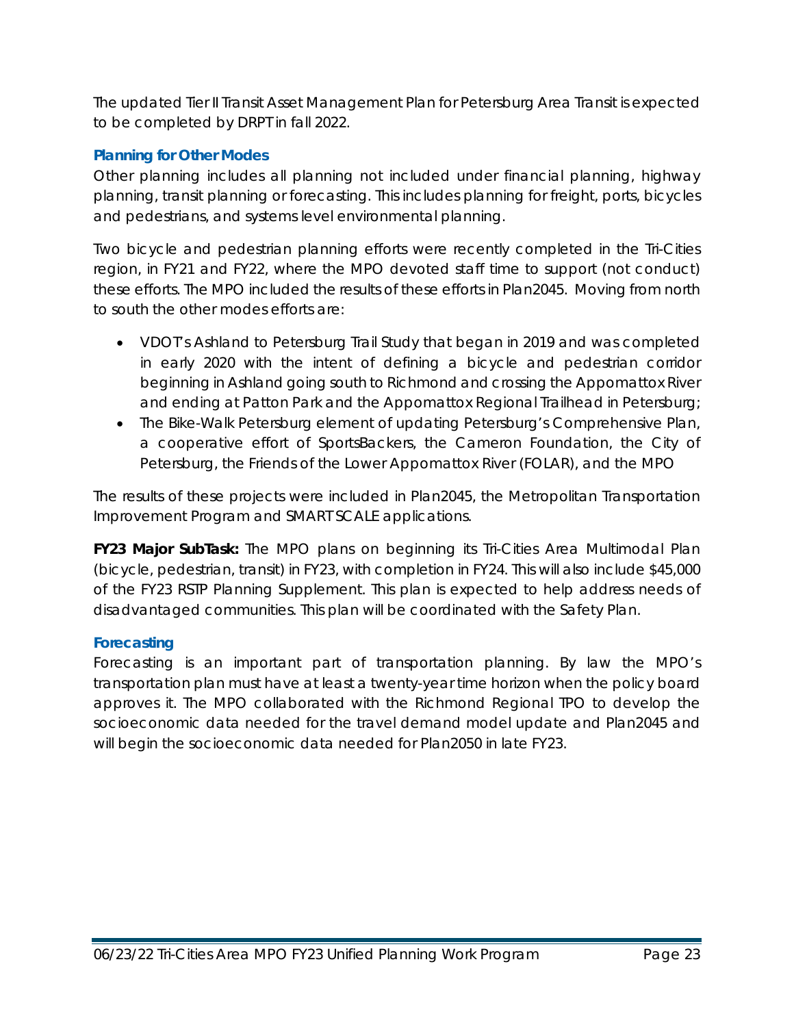The updated Tier II Transit Asset Management Plan for Petersburg Area Transit is expected to be completed by DRPT in fall 2022.

### Planning for Other Modes

Other planning includes all planning not included under financial planning, highway planning, transit planning or forecasting. This includes planning for freight, ports, bicycles and pedestrians, and systems level environmental planning.

Two bicycle and pedestrian planning efforts were recently completed in the Tri-Cities region, in FY21 and FY22, where the MPO devoted staff time to support (not conduct) these efforts. The MPO included the results of these efforts in Plan2045. Moving from north to south the other modes efforts are:

- VDOT's Ashland to Petersburg Trail Study that began in 2019 and was completed in early 2020 with the intent of defining a bicycle and pedestrian corridor beginning in Ashland going south to Richmond and crossing the Appomattox River and ending at Patton Park and the Appomattox Regional Trailhead in Petersburg;
- The Bike-Walk Petersburg element of updating Petersburg's Comprehensive Plan, a cooperative effort of SportsBackers, the Cameron Foundation, the City of Petersburg, the Friends of the Lower Appomattox River (FOLAR), and the MPO

The results of these projects were included in Plan2045, the Metropolitan Transportation Improvement Program and SMART SCALE applications.

**FY23 Major SubTask:** The MPO plans on beginning its Tri-Cities Area Multimodal Plan (bicycle, pedestrian, transit) in FY23, with completion in FY24. This will also include $45,000 of the FY23 RSTP Planning Supplement. This plan is expected to help address needs of disadvantaged communities. This plan will be coordinated with the Safety Plan.

### Forecasting

Forecasting is an important part of transportation planning. By law the MPO's transportation plan must have at least a twenty-year time horizon when the policy board approves it. The MPO collaborated with the Richmond Regional TPO to develop the socioeconomic data needed for the travel demand model update and Plan2045 and will begin the socioeconomic data needed for Plan2050 in late FY23.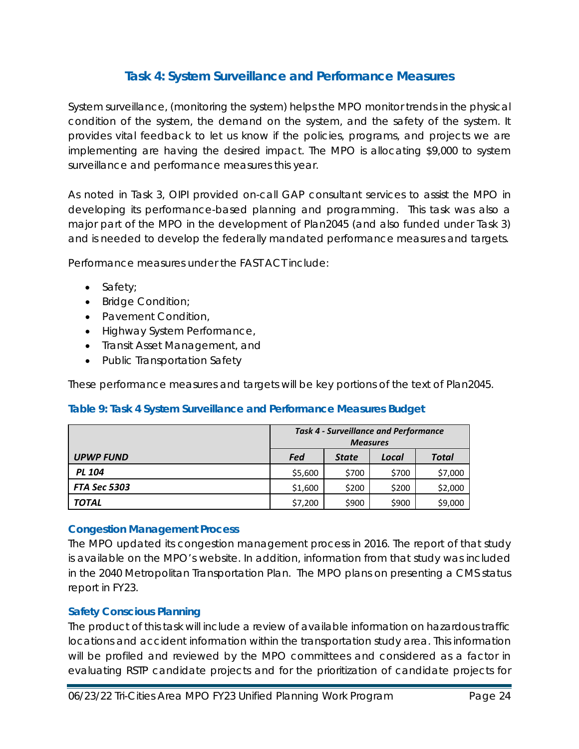## Task 4: System Surveillance and Performance Measures

System surveillance, (monitoring the system) helps the MPO monitor trends in the physical condition of the system, the demand on the system, and the safety of the system. It provides vital feedback to let us know if the policies, programs, and projects we are implementing are having the desired impact. The MPO is allocating $9,000 to system surveillance and performance measures this year.

As noted in Task 3, OIPI provided on-call GAP consultant services to assist the MPO in developing its performance-based planning and programming. This task was also a major part of the MPO in the development of Plan2045 (and also funded under Task 3) and is needed to develop the federally mandated performance measures and targets.

Performance measures under the FAST ACT include:

- Safety;
- Bridge Condition;
- Pavement Condition,
- Highway System Performance,
- Transit Asset Management, and
- Public Transportation Safety

These performance measures and targets will be key portions of the text of Plan2045.

### Table 9: Task 4 System Surveillance and Performance Measures Budget

| | *Task 4 - Surveillance and Performance Measures* | | | |
|---|---|---|---|---|
| ***UPWP FUND*** | ***Fed*** | ***State*** | ***Local*** | ***Total*** |
| ***PL 104*** | $5,600 | $700 | $700 | $7,000 |
| ***FTA Sec 5303*** | $1,600 | $200 | $200 | $2,000 |
| ***TOTAL*** | $7,200 | $900 | $900 | $9,000 |

### Congestion Management Process

The MPO updated its congestion management process in 2016. The report of that study is available on the MPO's website. In addition, information from that study was included in the 2040 Metropolitan Transportation Plan. The MPO plans on presenting a CMS status report in FY23.

### Safety Conscious Planning

The product of this task will include a review of available information on hazardous traffic locations and accident information within the transportation study area. This information will be profiled and reviewed by the MPO committees and considered as a factor in evaluating RSTP candidate projects and for the prioritization of candidate projects for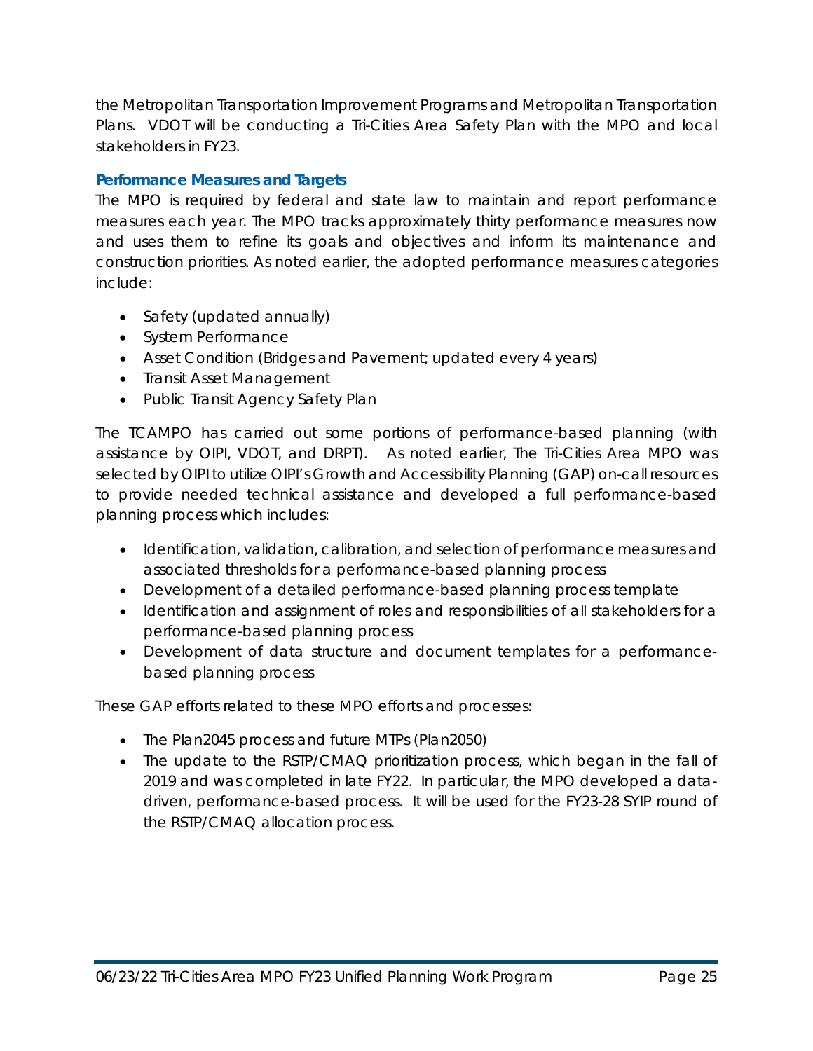the Metropolitan Transportation Improvement Programs and Metropolitan Transportation Plans. VDOT will be conducting a Tri-Cities Area Safety Plan with the MPO and local stakeholders in FY23.

### Performance Measures and Targets

The MPO is required by federal and state law to maintain and report performance measures each year. The MPO tracks approximately thirty performance measures now and uses them to refine its goals and objectives and inform its maintenance and construction priorities. As noted earlier, the adopted performance measures categories include:

- Safety (updated annually)
- System Performance
- Asset Condition (Bridges and Pavement; updated every 4 years)
- Transit Asset Management
- Public Transit Agency Safety Plan

The TCAMPO has carried out some portions of performance-based planning (with assistance by OIPI, VDOT, and DRPT). As noted earlier, The Tri-Cities Area MPO was selected by OIPI to utilize OIPI's Growth and Accessibility Planning (GAP) on-call resources to provide needed technical assistance and developed a full performance-based planning process which includes:

- Identification, validation, calibration, and selection of performance measures and associated thresholds for a performance-based planning process
- Development of a detailed performance-based planning process template
- Identification and assignment of roles and responsibilities of all stakeholders for a performance-based planning process
- Development of data structure and document templates for a performance-based planning process

These GAP efforts related to these MPO efforts and processes:

- The Plan2045 process and future MTPs (Plan2050)
- The update to the RSTP/CMAQ prioritization process, which began in the fall of 2019 and was completed in late FY22. In particular, the MPO developed a data-driven, performance-based process. It will be used for the FY23-28 SYIP round of the RSTP/CMAQ allocation process.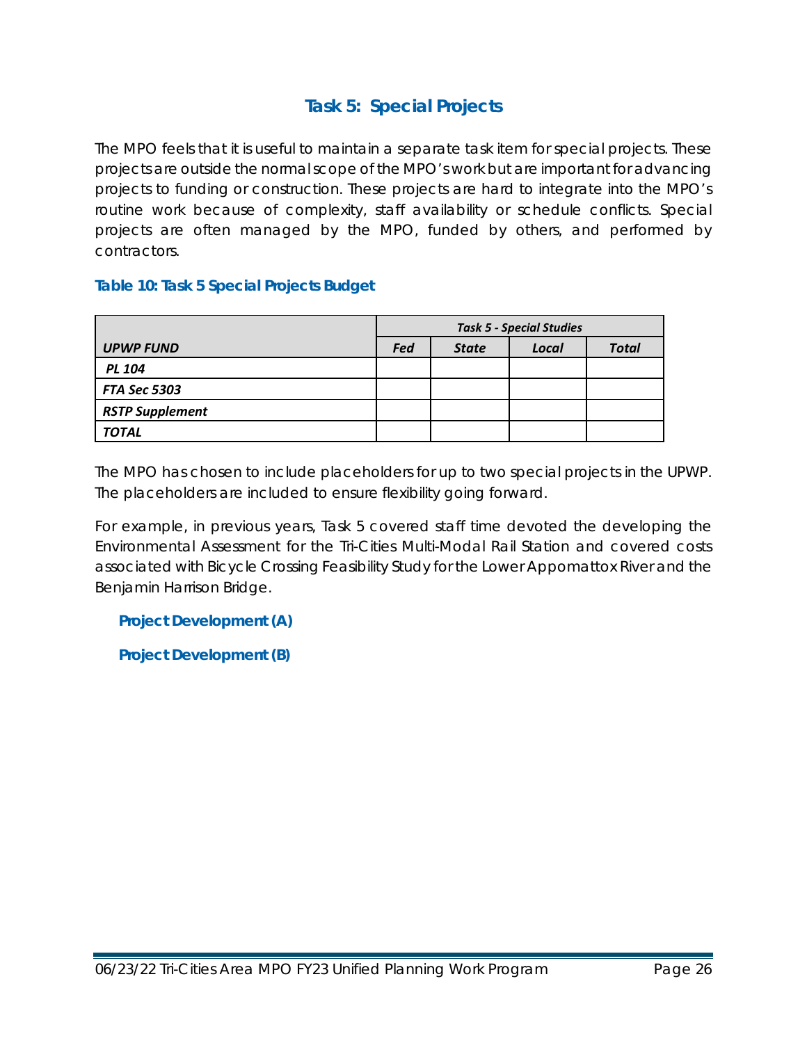## Task 5: Special Projects

The MPO feels that it is useful to maintain a separate task item for special projects. These projects are outside the normal scope of the MPO's work but are important for advancing projects to funding or construction. These projects are hard to integrate into the MPO's routine work because of complexity, staff availability or schedule conflicts. Special projects are often managed by the MPO, funded by others, and performed by contractors.

### Table 10: Task 5 Special Projects Budget

| | *Task 5 - Special Studies* | | | |
|---|---|---|---|---|
| ***UPWP FUND*** | ***Fed*** | ***State*** | ***Local*** | ***Total*** |
| ***PL 104*** | | | | |
| ***FTA Sec 5303*** | | | | |
| ***RSTP Supplement*** | | | | |
| ***TOTAL*** | | | | |

The MPO has chosen to include placeholders for up to two special projects in the UPWP. The placeholders are included to ensure flexibility going forward.

For example, in previous years, Task 5 covered staff time devoted the developing the Environmental Assessment for the Tri-Cities Multi-Modal Rail Station and covered costs associated with Bicycle Crossing Feasibility Study for the Lower Appomattox River and the Benjamin Harrison Bridge.

**Project Development (A)**

**Project Development (B)**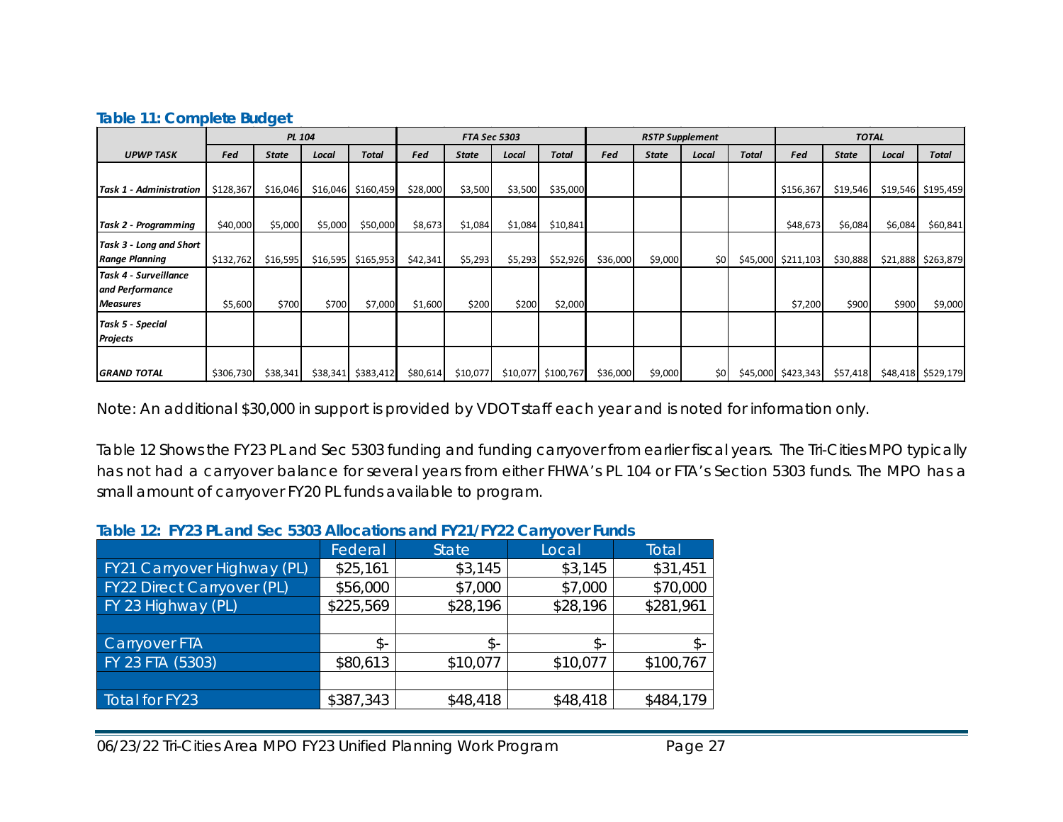### Table 11: Complete Budget

| UPWP TASK | PL 104 | | | | FTA Sec 5303 | | | | RSTP Supplement | | | | TOTAL | | | |
|---|---|---|---|---|---|---|---|---|---|---|---|---|---|---|---|---|
| | Fed | State | Local | Total | Fed | State | Local | Total | Fed | State | Local | Total | Fed | State | Local | Total |
| *Task 1 - Administration* | $128,367 | $16,046 | $16,046 | $160,459 | $28,000 | $3,500 | $3,500 | $35,000 | | | | | $156,367 | $19,546 | $19,546 | $195,459 |
| *Task 2 - Programming* | $40,000 | $5,000 | $5,000 | $50,000 | $8,673 | $1,084 | $1,084 | $10,841 | | | | | $48,673 | $6,084 | $6,084 | $60,841 |
| *Task 3 - Long and Short Range Planning* | $132,762 | $16,595 | $16,595 | $165,953 | $42,341 | $5,293 | $5,293 | $52,926 | $36,000 | $9,000 | $0 | $45,000 | $211,103 | $30,888 | $21,888 | $263,879 |
| *Task 4 - Surveillance and Performance Measures* | $5,600 | $700 | $700 | $7,000 | $1,600 | $200 | $200 | $2,000 | | | | | $7,200 | $900 | $900 | $9,000 |
| *Task 5 - Special Projects* | | | | | | | | | | | | | | | | |
| *GRAND TOTAL* | $306,730 | $38,341 | $38,341 | $383,412 | $80,614 | $10,077 | $10,077 | $100,767 | $36,000 | $9,000 | $0 | $45,000 | $423,343 | $57,418 | $48,418 | $529,179 |

Note: An additional $30,000 in support is provided by VDOT staff each year and is noted for information only.

Table 12 Shows the FY23 PL and Sec 5303 funding and funding carryover from earlier fiscal years. The Tri-Cities MPO typically has not had a carryover balance for several years from either FHWA's PL 104 or FTA's Section 5303 funds. The MPO has a small amount of carryover FY20 PL funds available to program.

### Table 12: FY23 PL and Sec 5303 Allocations and FY21/FY22 Carryover Funds

| | Federal | State | Local | Total |
|---|---|---|---|---|
| FY21 Carryover Highway (PL) | $25,161 | $3,145 | $3,145 | $31,451 |
| FY22 Direct Carryover (PL) | $56,000 | $7,000 | $7,000 | $70,000 |
| FY 23 Highway (PL) | $225,569 | $28,196 | $28,196 | $281,961 |
| | | | | |
| Carryover FTA | $- | $- | $- | $- |
| FY 23 FTA (5303) | $80,613 | $10,077 | $10,077 | $100,767 |
| | | | | |
| Total for FY23 | $387,343 | $48,418 | $48,418 | $484,179 |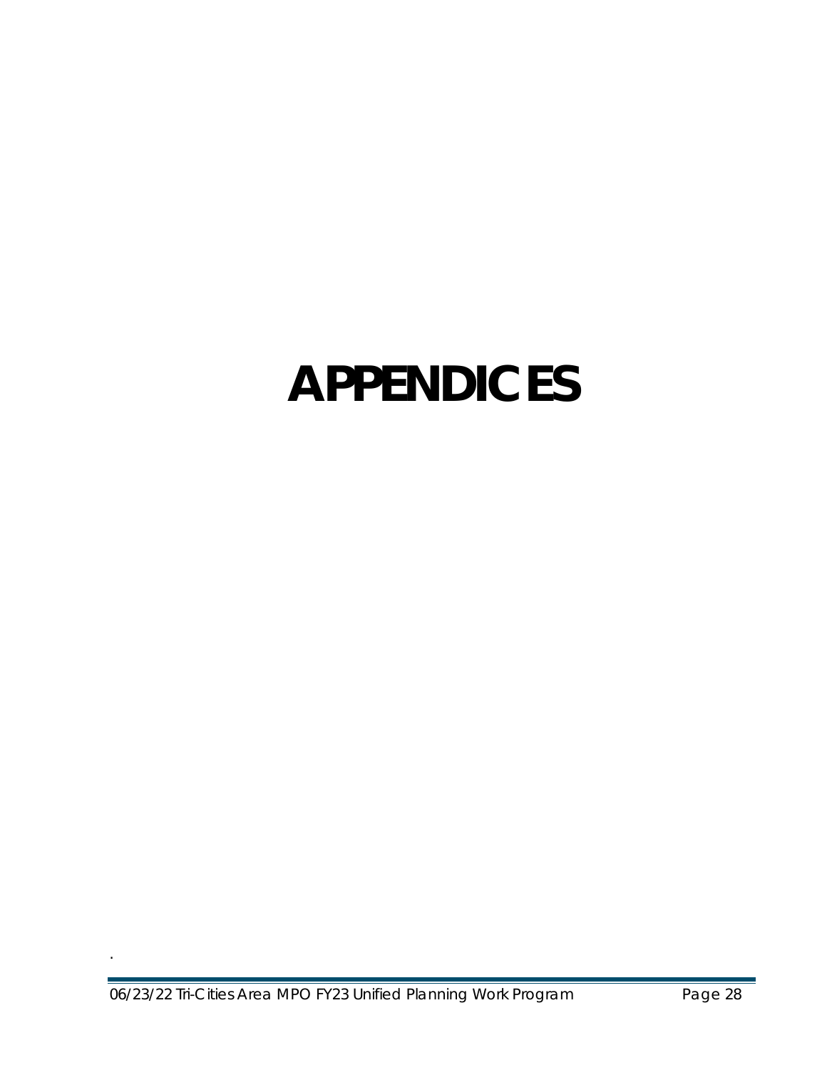# APPENDICES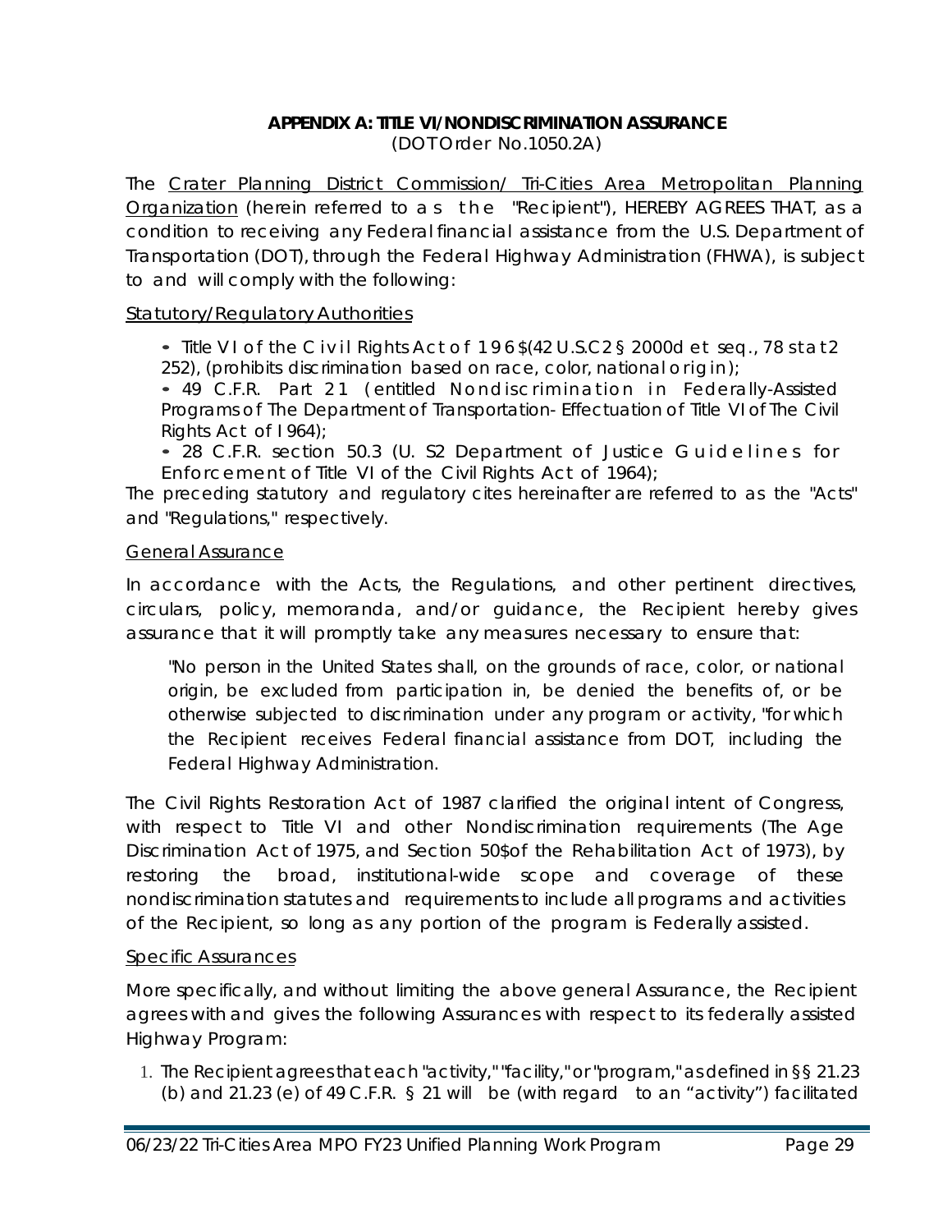# APPENDIX A: TITLE VI/NONDISCRIMINATION ASSURANCE

(DOTOrder No.1050.2A)

The Crater Planning District Commission/ Tri-Cities Area Metropolitan Planning Organization (herein referred to as the "Recipient"), HEREBY AGREES THAT, as a condition to receiving any Federal financial assistance from the U.S. Department of Transportation (DOT), through the Federal Highway Administration (FHWA), is subject to and will comply with the following:

## Statutory/Regulatory Authorities

- Title VI of the Civil Rights Act of 196$(42 U.S.C2 § 2000d et seq., 78 stat2 252), (prohibits discrimination based on race, color, national origin);
- 49 C.F.R. Part 21 (entitled Nondiscrimination in Federally-Assisted Programs of The Department of Transportation- Effectuation of Title VI of The Civil Rights Act of I964);
- 28 C.F.R. section 50.3 (U. S2 Department of Justice Guidelines for Enforcement of Title VI of the Civil Rights Act of 1964);

The preceding statutory and regulatory cites hereinafter are referred to as the "Acts" and "Regulations," respectively.

## General Assurance

In accordance with the Acts, the Regulations, and other pertinent directives, circulars, policy, memoranda, and/or guidance, the Recipient hereby gives assurance that it will promptly take any measures necessary to ensure that:

> "No person in the United States shall, on the grounds of race, color, or national origin, be excluded from participation in, be denied the benefits of, or be otherwise subjected to discrimination under any program or activity, "for which the Recipient receives Federal financial assistance from DOT, including the Federal Highway Administration.

The Civil Rights Restoration Act of 1987 clarified the original intent of Congress, with respect to Title VI and other Nondiscrimination requirements (The Age Discrimination Act of 1975, and Section 50$of the Rehabilitation Act of 1973), by restoring the broad, institutional-wide scope and coverage of these nondiscrimination statutes and requirements to include all programs and activities of the Recipient, so long as any portion of the program is Federally assisted.

## Specific Assurances

More specifically, and without limiting the above general Assurance, the Recipient agrees with and gives the following Assurances with respect to its federally assisted Highway Program:

1. The Recipient agrees that each "activity," "facility," or "program," as defined in §§ 21.23 (b) and 21.23 (e) of 49 C.F.R. § 21 will be (with regard to an "activity") facilitated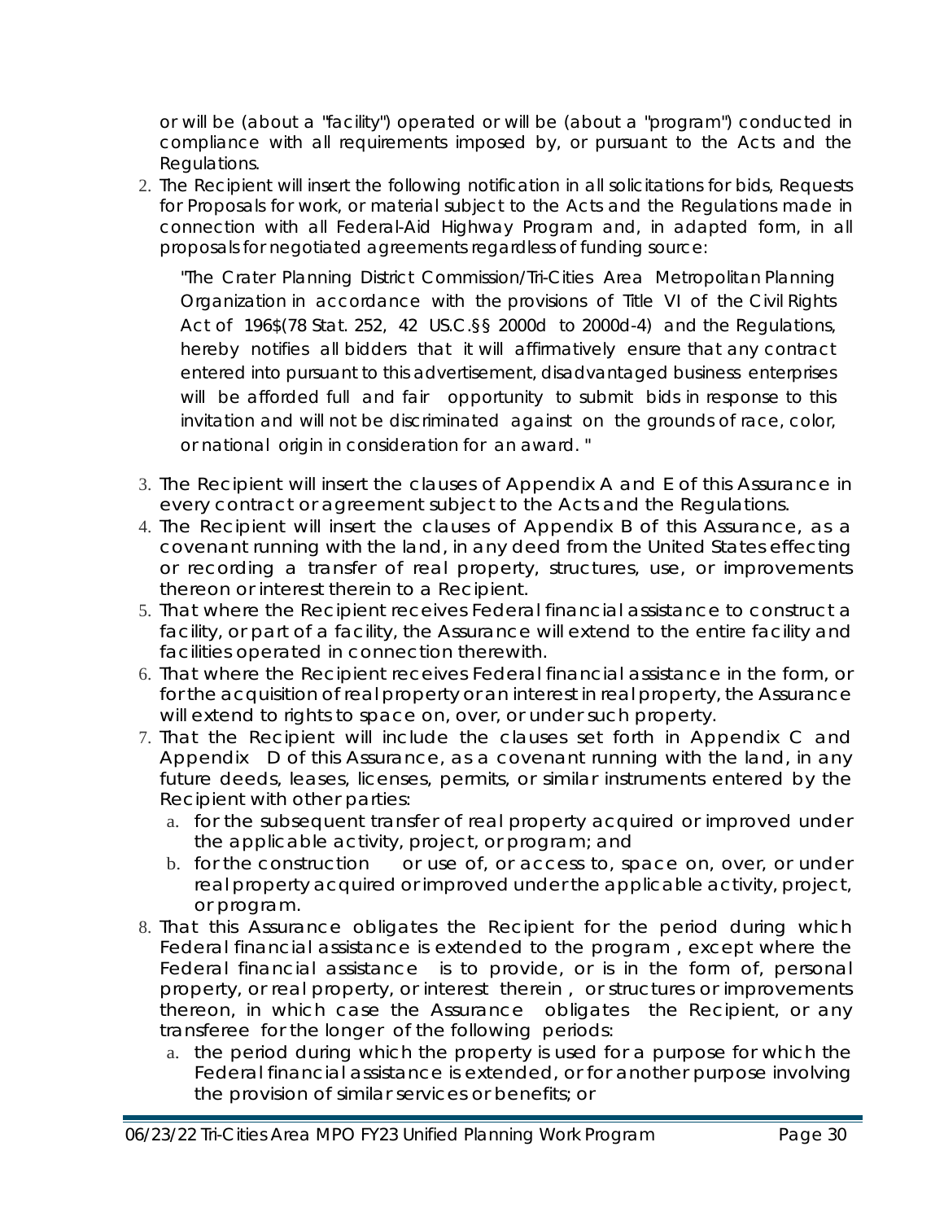or will be (about a "facility") operated or will be (about a "program") conducted in compliance with all requirements imposed by, or pursuant to the Acts and the Regulations.

2. The Recipient will insert the following notification in all solicitations for bids, Requests for Proposals for work, or material subject to the Acts and the Regulations made in connection with all Federal-Aid Highway Program and, in adapted form, in all proposals for negotiated agreements regardless of funding source:

   "The Crater Planning District Commission/Tri-Cities Area Metropolitan Planning Organization in accordance with the provisions of Title VI of the Civil Rights Act of 196$(78 Stat. 252, 42 US.C.§§ 2000d to 2000d-4) and the Regulations, hereby notifies all bidders that it will affirmatively ensure that any contract entered into pursuant to this advertisement, disadvantaged business enterprises will be afforded full and fair opportunity to submit bids in response to this invitation and will not be discriminated against on the grounds of race, color, or national origin in consideration for an award. "

3. The Recipient will insert the clauses of Appendix A and E of this Assurance in every contract or agreement subject to the Acts and the Regulations.
4. The Recipient will insert the clauses of Appendix B of this Assurance, as a covenant running with the land, in any deed from the United States effecting or recording a transfer of real property, structures, use, or improvements thereon or interest therein to a Recipient.
5. That where the Recipient receives Federal financial assistance to construct a facility, or part of a facility, the Assurance will extend to the entire facility and facilities operated in connection therewith.
6. That where the Recipient receives Federal financial assistance in the form, or for the acquisition of real property or an interest in real property, the Assurance will extend to rights to space on, over, or under such property.
7. That the Recipient will include the clauses set forth in Appendix C and Appendix D of this Assurance, as a covenant running with the land, in any future deeds, leases, licenses, permits, or similar instruments entered by the Recipient with other parties:
   a. for the subsequent transfer of real property acquired or improved under the applicable activity, project, or program; and
   b. for the construction or use of, or access to, space on, over, or under real property acquired or improved under the applicable activity, project, or program.
8. That this Assurance obligates the Recipient for the period during which Federal financial assistance is extended to the program , except where the Federal financial assistance is to provide, or is in the form of, personal property, or real property, or interest therein , or structures or improvements thereon, in which case the Assurance obligates the Recipient, or any transferee for the longer of the following periods:
   a. the period during which the property is used for a purpose for which the Federal financial assistance is extended, or for another purpose involving the provision of similar services or benefits; or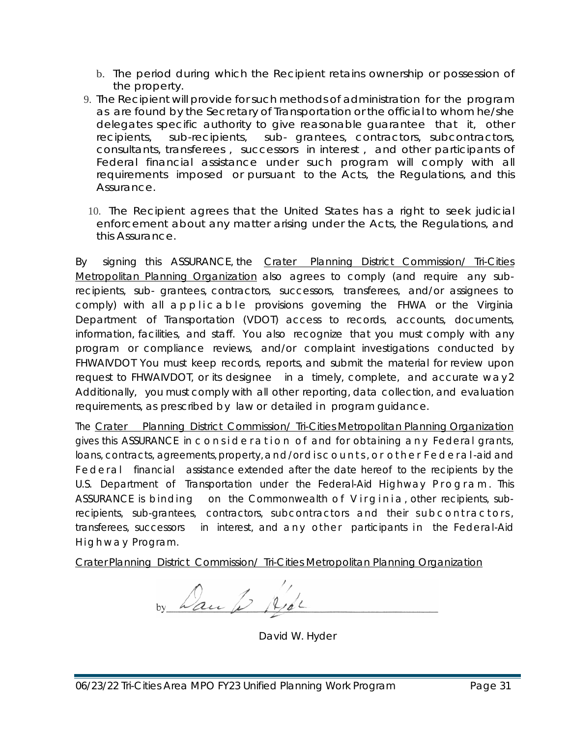b. The period during which the Recipient retains ownership or possession of the property.

9. The Recipient will provide for such methods of administration for the program as are found by the Secretary of Transportation or the official to whom he/she delegates specific authority to give reasonable guarantee that it, other recipients, sub-recipients, sub- grantees, contractors, subcontractors, consultants, transferees, successors in interest, and other participants of Federal financial assistance under such program will comply with all requirements imposed or pursuant to the Acts, the Regulations, and this Assurance.

10. The Recipient agrees that the United States has a right to seek judicial enforcement about any matter arising under the Acts, the Regulations, and this Assurance.

By signing this ASSURANCE, the Crater Planning District Commission/ Tri-Cities Metropolitan Planning Organization also agrees to comply (and require any sub-recipients, sub- grantees, contractors, successors, transferees, and/or assignees to comply) with all applicable provisions governing the FHWA or the Virginia Department of Transportation (VDOT) access to records, accounts, documents, information, facilities, and staff. You also recognize that you must comply with any program or compliance reviews, and/or complaint investigations conducted by FHWAIVDOT You must keep records, reports, and submit the material for review upon request to FHWAIVDOT, or its designee in a timely, complete, and accurate way2 Additionally, you must comply with all other reporting, data collection, and evaluation requirements, as prescribed by law or detailed in program guidance.

The Crater Planning District Commission/ Tri-Cities Metropolitan Planning Organization gives this ASSURANCE in consideration of and for obtaining any Federal grants, loans, contracts, agreements, property, and/or discounts, or other Federal-aid and Federal financial assistance extended after the date hereof to the recipients by the U.S. Department of Transportation under the Federal-Aid Highway Program. This ASSURANCE is binding on the Commonwealth of Virginia, other recipients, sub-recipients, sub-grantees, contractors, subcontractors and their subcontractors, transferees, successors in interest, and any other participants in the Federal-Aid Highway Program.

Crater Planning District Commission/ Tri-Cities Metropolitan Planning Organization

by _______________

David W. Hyder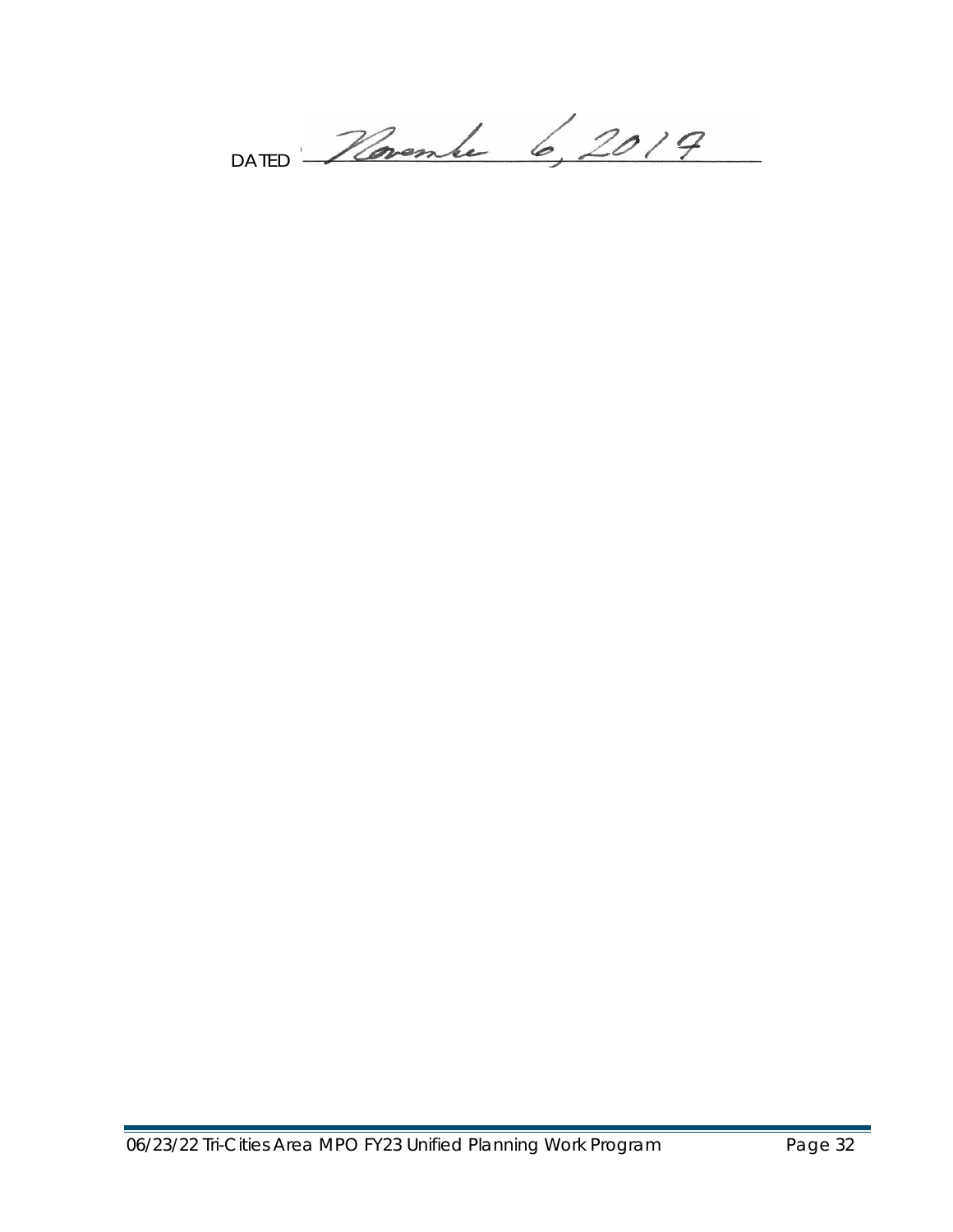DATED November 6, 2019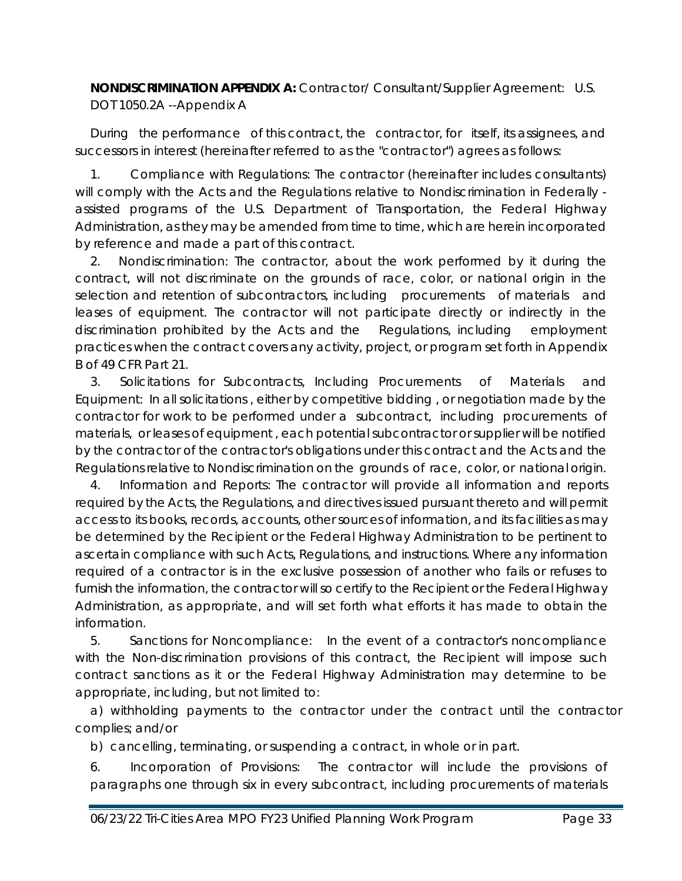**NONDISCRIMINATION APPENDIX A:** Contractor/ Consultant/Supplier Agreement: U.S. DOT 1050.2A --Appendix A

During the performance of this contract, the contractor, for itself, its assignees, and successors in interest (hereinafter referred to as the "contractor") agrees as follows:

1. Compliance with Regulations: The contractor (hereinafter includes consultants) will comply with the Acts and the Regulations relative to Nondiscrimination in Federally - assisted programs of the U.S. Department of Transportation, the Federal Highway Administration, as they may be amended from time to time, which are herein incorporated by reference and made a part of this contract.
2. Nondiscrimination: The contractor, about the work performed by it during the contract, will not discriminate on the grounds of race, color, or national origin in the selection and retention of subcontractors, including procurements of materials and leases of equipment. The contractor will not participate directly or indirectly in the discrimination prohibited by the Acts and the Regulations, including employment practices when the contract covers any activity, project, or program set forth in Appendix B of 49 CFR Part 21.
3. Solicitations for Subcontracts, Including Procurements of Materials and Equipment: In all solicitations , either by competitive bidding , or negotiation made by the contractor for work to be performed under a subcontract, including procurements of materials, or leases of equipment , each potential subcontractor or supplier will be notified by the contractor of the contractor's obligations under this contract and the Acts and the Regulations relative to Nondiscrimination on the grounds of race, color, or national origin.
4. Information and Reports: The contractor will provide all information and reports required by the Acts, the Regulations, and directives issued pursuant thereto and will permit access to its books, records, accounts, other sources of information, and its facilities as may be determined by the Recipient or the Federal Highway Administration to be pertinent to ascertain compliance with such Acts, Regulations, and instructions. Where any information required of a contractor is in the exclusive possession of another who fails or refuses to furnish the information, the contractor will so certify to the Recipient or the Federal Highway Administration, as appropriate, and will set forth what efforts it has made to obtain the information.
5. Sanctions for Noncompliance: In the event of a contractor's noncompliance with the Non-discrimination provisions of this contract, the Recipient will impose such contract sanctions as it or the Federal Highway Administration may determine to be appropriate, including, but not limited to:

   a) withholding payments to the contractor under the contract until the contractor complies; and/or

   b) cancelling, terminating, or suspending a contract, in whole or in part.

6. Incorporation of Provisions: The contractor will include the provisions of paragraphs one through six in every subcontract, including procurements of materials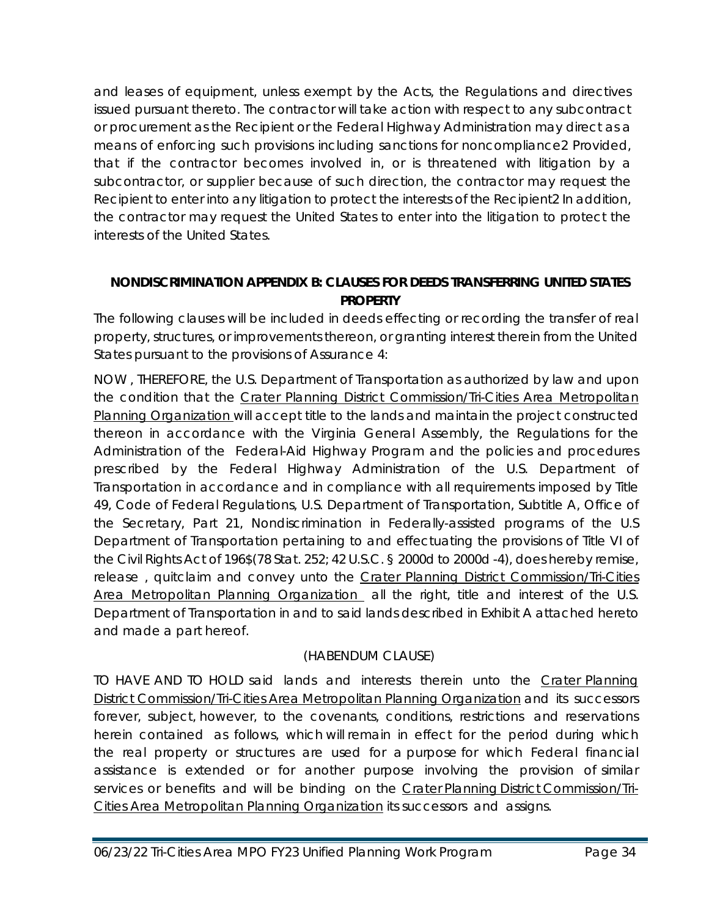and leases of equipment, unless exempt by the Acts, the Regulations and directives issued pursuant thereto. The contractor will take action with respect to any subcontract or procurement as the Recipient or the Federal Highway Administration may direct as a means of enforcing such provisions including sanctions for noncompliance2 Provided, that if the contractor becomes involved in, or is threatened with litigation by a subcontractor, or supplier because of such direction, the contractor may request the Recipient to enter into any litigation to protect the interests of the Recipient2 In addition, the contractor may request the United States to enter into the litigation to protect the interests of the United States.

## NONDISCRIMINATION APPENDIX B: CLAUSES FOR DEEDS TRANSFERRING UNITED STATES PROPERTY

The following clauses will be included in deeds effecting or recording the transfer of real property, structures, or improvements thereon, or granting interest therein from the United States pursuant to the provisions of Assurance 4:

NOW , THEREFORE, the U.S. Department of Transportation as authorized by law and upon the condition that the Crater Planning District Commission/Tri-Cities Area Metropolitan Planning Organization will accept title to the lands and maintain the project constructed thereon in accordance with the Virginia General Assembly, the Regulations for the Administration of the Federal-Aid Highway Program and the policies and procedures prescribed by the Federal Highway Administration of the U.S. Department of Transportation in accordance and in compliance with all requirements imposed by Title 49, Code of Federal Regulations, U.S. Department of Transportation, Subtitle A, Office of the Secretary, Part 21, Nondiscrimination in Federally-assisted programs of the U.S Department of Transportation pertaining to and effectuating the provisions of Title VI of the Civil Rights Act of 196$(78 Stat. 252; 42 U.S.C. § 2000d to 2000d -4), does hereby remise, release , quitclaim and convey unto the Crater Planning District Commission/Tri-Cities Area Metropolitan Planning Organization all the right, title and interest of the U.S. Department of Transportation in and to said lands described in Exhibit A attached hereto and made a part hereof.

(HABENDUM CLAUSE)

TO HAVE AND TO HOLD said lands and interests therein unto the Crater Planning District Commission/Tri-Cities Area Metropolitan Planning Organization and its successors forever, subject, however, to the covenants, conditions, restrictions and reservations herein contained as follows, which will remain in effect for the period during which the real property or structures are used for a purpose for which Federal financial assistance is extended or for another purpose involving the provision of similar services or benefits and will be binding on the Crater Planning District Commission/Tri-Cities Area Metropolitan Planning Organization its successors and assigns.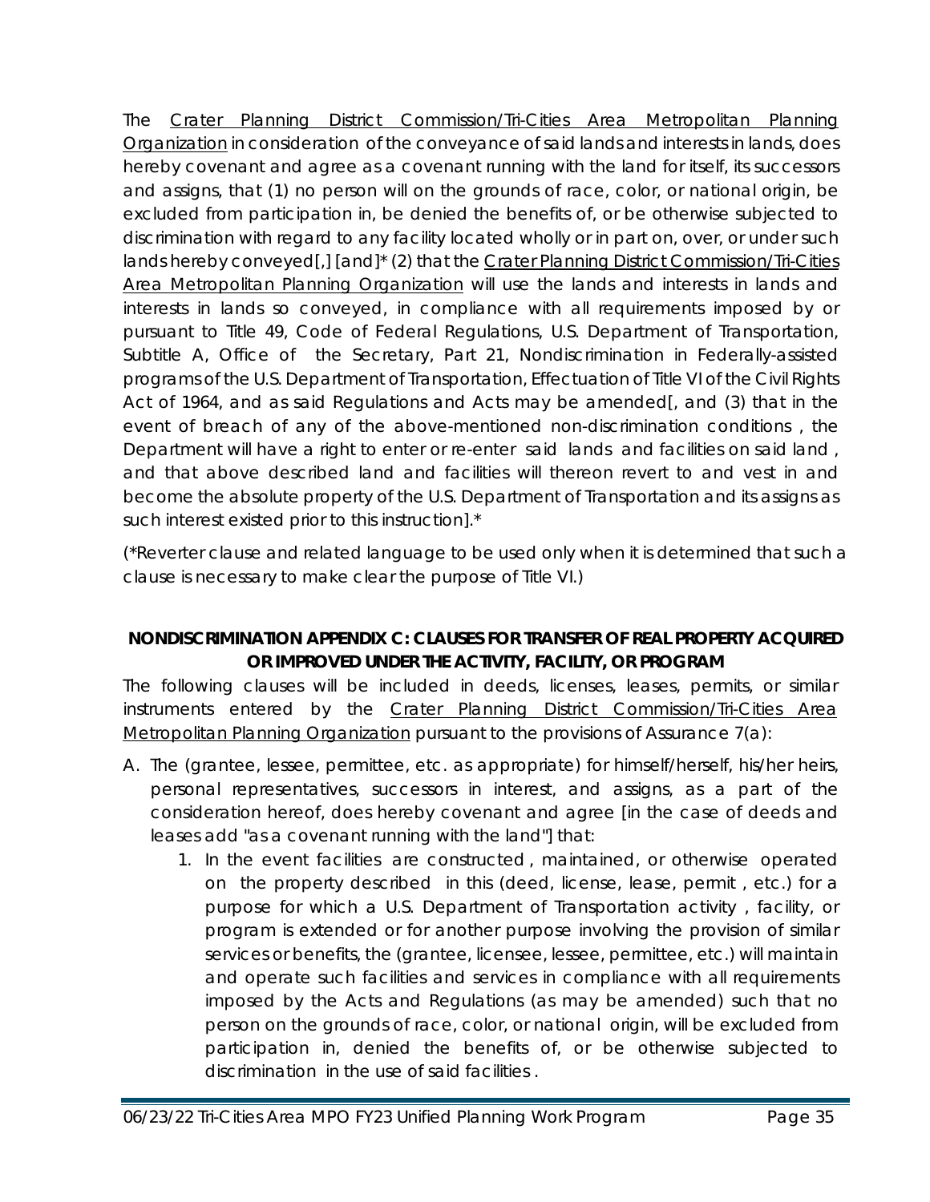The <u>Crater Planning District Commission/Tri-Cities Area Metropolitan Planning Organization</u> in consideration of the conveyance of said lands and interests in lands, does hereby covenant and agree as a covenant running with the land for itself, its successors and assigns, that (1) no person will on the grounds of race, color, or national origin, be excluded from participation in, be denied the benefits of, or be otherwise subjected to discrimination with regard to any facility located wholly or in part on, over, or under such lands hereby conveyed[,] [and]* (2) that the <u>Crater Planning District Commission/Tri-Cities Area Metropolitan Planning Organization</u> will use the lands and interests in lands and interests in lands so conveyed, in compliance with all requirements imposed by or pursuant to Title 49, Code of Federal Regulations, U.S. Department of Transportation, Subtitle A, Office of the Secretary, Part 21, Nondiscrimination in Federally-assisted programs of the U.S. Department of Transportation, Effectuation of Title VI of the Civil Rights Act of 1964, and as said Regulations and Acts may be amended[, and (3) that in the event of breach of any of the above-mentioned non-discrimination conditions , the Department will have a right to enter or re-enter said lands and facilities on said land , and that above described land and facilities will thereon revert to and vest in and become the absolute property of the U.S. Department of Transportation and its assigns as such interest existed prior to this instruction].*

(*Reverter clause and related language to be used only when it is determined that such a clause is necessary to make clear the purpose of Title VI.)

**NONDISCRIMINATION APPENDIX C: CLAUSES FOR TRANSFER OF REAL PROPERTY ACQUIRED OR IMPROVED UNDER THE ACTIVITY, FACILITY, OR PROGRAM**

The following clauses will be included in deeds, licenses, leases, permits, or similar instruments entered by the <u>Crater Planning District Commission/Tri-Cities Area Metropolitan Planning Organization</u> pursuant to the provisions of Assurance 7(a):

A. The (grantee, lessee, permittee, etc. as appropriate) for himself/herself, his/her heirs, personal representatives, successors in interest, and assigns, as a part of the consideration hereof, does hereby covenant and agree [in the case of deeds and leases add "as a covenant running with the land"] that:
    1. In the event facilities are constructed , maintained, or otherwise operated on the property described in this (deed, license, lease, permit , etc.) for a purpose for which a U.S. Department of Transportation activity , facility, or program is extended or for another purpose involving the provision of similar services or benefits, the (grantee, licensee, lessee, permittee, etc.) will maintain and operate such facilities and services in compliance with all requirements imposed by the Acts and Regulations (as may be amended) such that no person on the grounds of race, color, or national origin, will be excluded from participation in, denied the benefits of, or be otherwise subjected to discrimination in the use of said facilities .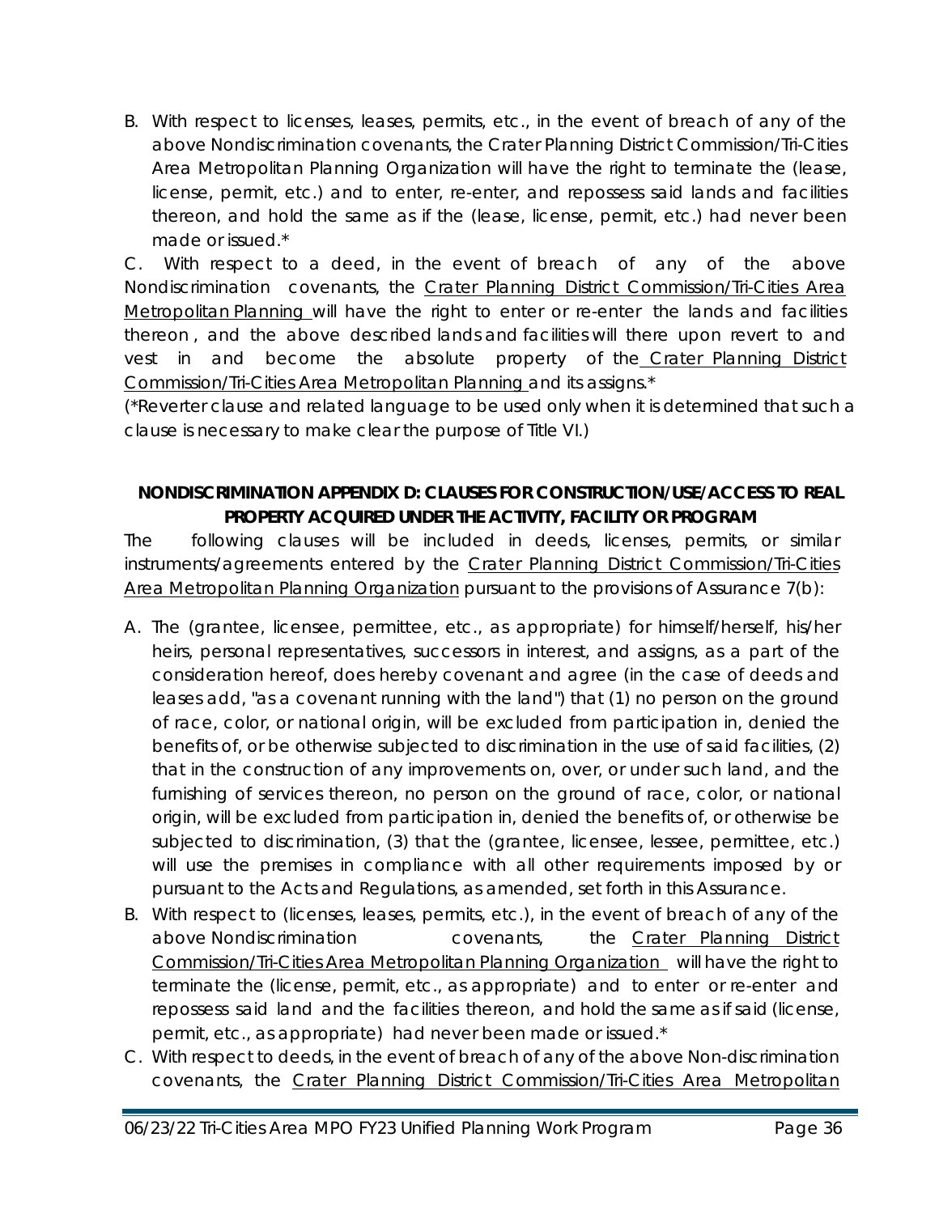B. With respect to licenses, leases, permits, etc., in the event of breach of any of the above Nondiscrimination covenants, the Crater Planning District Commission/Tri-Cities Area Metropolitan Planning Organization will have the right to terminate the (lease, license, permit, etc.) and to enter, re-enter, and repossess said lands and facilities thereon, and hold the same as if the (lease, license, permit, etc.) had never been made or issued.*

C. With respect to a deed, in the event of breach of any of the above Nondiscrimination covenants, the Crater Planning District Commission/Tri-Cities Area Metropolitan Planning will have the right to enter or re-enter the lands and facilities thereon, and the above described lands and facilities will there upon revert to and vest in and become the absolute property of the Crater Planning District Commission/Tri-Cities Area Metropolitan Planning and its assigns.*

(*Reverter clause and related language to be used only when it is determined that such a clause is necessary to make clear the purpose of Title VI.)

**NONDISCRIMINATION APPENDIX D: CLAUSES FOR CONSTRUCTION/USE/ACCESS TO REAL PROPERTY ACQUIRED UNDER THE ACTIVITY, FACILITY OR PROGRAM**

The following clauses will be included in deeds, licenses, permits, or similar instruments/agreements entered by the Crater Planning District Commission/Tri-Cities Area Metropolitan Planning Organization pursuant to the provisions of Assurance 7(b):

A. The (grantee, licensee, permittee, etc., as appropriate) for himself/herself, his/her heirs, personal representatives, successors in interest, and assigns, as a part of the consideration hereof, does hereby covenant and agree (in the case of deeds and leases add, "as a covenant running with the land") that (1) no person on the ground of race, color, or national origin, will be excluded from participation in, denied the benefits of, or be otherwise subjected to discrimination in the use of said facilities, (2) that in the construction of any improvements on, over, or under such land, and the furnishing of services thereon, no person on the ground of race, color, or national origin, will be excluded from participation in, denied the benefits of, or otherwise be subjected to discrimination, (3) that the (grantee, licensee, lessee, permittee, etc.) will use the premises in compliance with all other requirements imposed by or pursuant to the Acts and Regulations, as amended, set forth in this Assurance.

B. With respect to (licenses, leases, permits, etc.), in the event of breach of any of the above Nondiscrimination covenants, the Crater Planning District Commission/Tri-Cities Area Metropolitan Planning Organization will have the right to terminate the (license, permit, etc., as appropriate) and to enter or re-enter and repossess said land and the facilities thereon, and hold the same as if said (license, permit, etc., as appropriate) had never been made or issued.*

C. With respect to deeds, in the event of breach of any of the above Non-discrimination covenants, the Crater Planning District Commission/Tri-Cities Area Metropolitan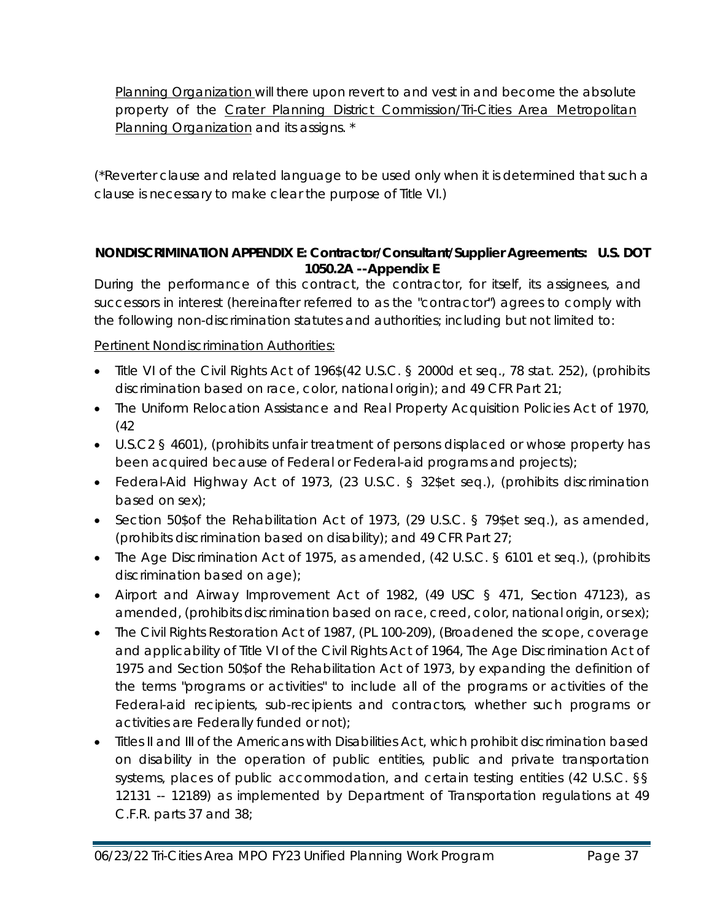Planning Organization will there upon revert to and vest in and become the absolute property of the Crater Planning District Commission/Tri-Cities Area Metropolitan Planning Organization and its assigns. *

(*Reverter clause and related language to be used only when it is determined that such a clause is necessary to make clear the purpose of Title VI.)

**NONDISCRIMINATION APPENDIX E: Contractor/Consultant/Supplier Agreements: U.S. DOT 1050.2A --Appendix E**

During the performance of this contract, the contractor, for itself, its assignees, and successors in interest (hereinafter referred to as the "contractor") agrees to comply with the following non-discrimination statutes and authorities; including but not limited to:

Pertinent Nondiscrimination Authorities:

- Title VI of the Civil Rights Act of 196$(42 U.S.C. § 2000d et seq., 78 stat. 252), (prohibits discrimination based on race, color, national origin); and 49 CFR Part 21;
- The Uniform Relocation Assistance and Real Property Acquisition Policies Act of 1970, (42
- U.S.C2 § 4601), (prohibits unfair treatment of persons displaced or whose property has been acquired because of Federal or Federal-aid programs and projects);
- Federal-Aid Highway Act of 1973, (23 U.S.C. § 32$et seq.), (prohibits discrimination based on sex);
- Section 50$of the Rehabilitation Act of 1973, (29 U.S.C. § 79$et seq.), as amended, (prohibits discrimination based on disability); and 49 CFR Part 27;
- The Age Discrimination Act of 1975, as amended, (42 U.S.C. § 6101 et seq.), (prohibits discrimination based on age);
- Airport and Airway Improvement Act of 1982, (49 USC § 471, Section 47123), as amended, (prohibits discrimination based on race, creed, color, national origin, or sex);
- The Civil Rights Restoration Act of 1987, (PL 100-209), (Broadened the scope, coverage and applicability of Title VI of the Civil Rights Act of 1964, The Age Discrimination Act of 1975 and Section 50$of the Rehabilitation Act of 1973, by expanding the definition of the terms "programs or activities" to include all of the programs or activities of the Federal-aid recipients, sub-recipients and contractors, whether such programs or activities are Federally funded or not);
- Titles II and III of the Americans with Disabilities Act, which prohibit discrimination based on disability in the operation of public entities, public and private transportation systems, places of public accommodation, and certain testing entities (42 U.S.C. §§ 12131 -- 12189) as implemented by Department of Transportation regulations at 49 C.F.R. parts 37 and 38;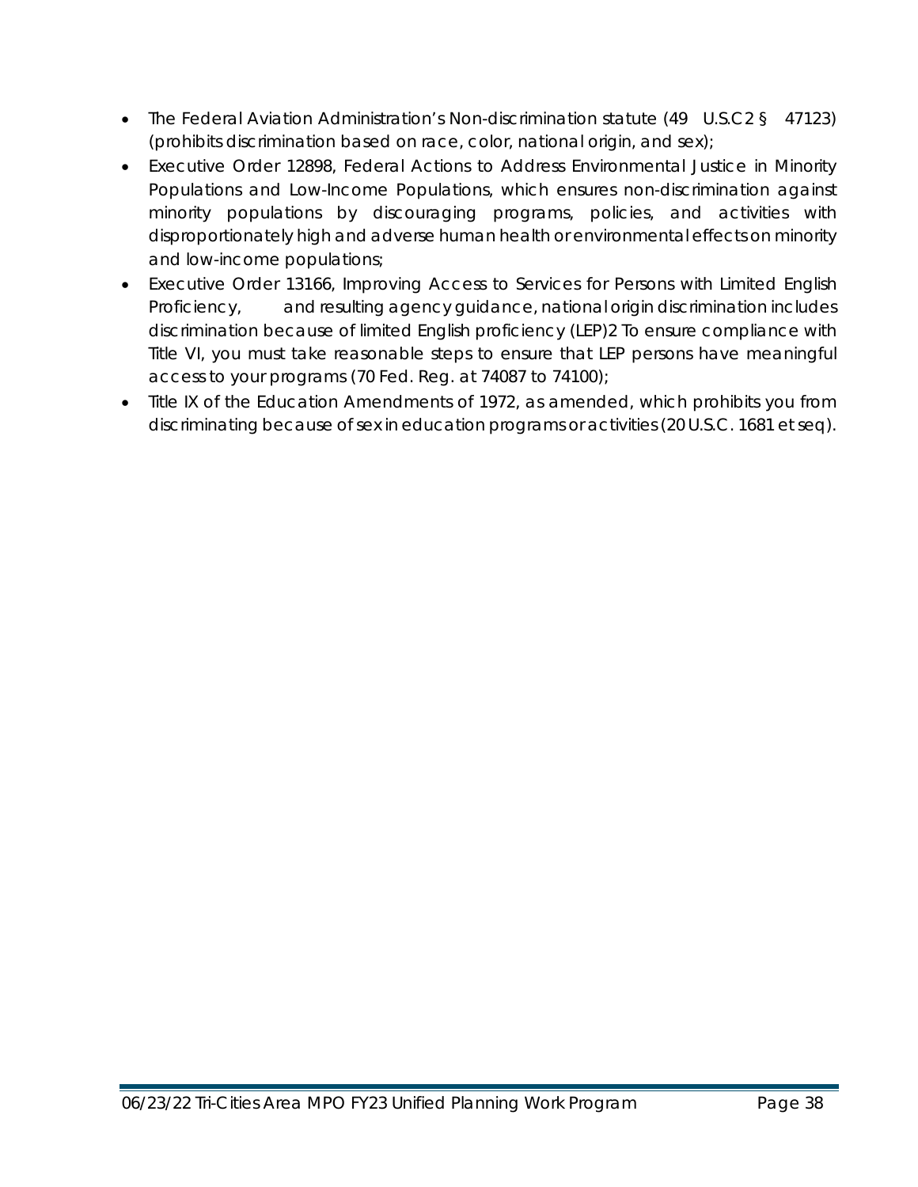- The Federal Aviation Administration's Non-discrimination statute (49 U.S.C2 § 47123) (prohibits discrimination based on race, color, national origin, and sex);
- Executive Order 12898, Federal Actions to Address Environmental Justice in Minority Populations and Low-Income Populations, which ensures non-discrimination against minority populations by discouraging programs, policies, and activities with disproportionately high and adverse human health or environmental effects on minority and low-income populations;
- Executive Order 13166, Improving Access to Services for Persons with Limited English Proficiency, and resulting agency guidance, national origin discrimination includes discrimination because of limited English proficiency (LEP)2 To ensure compliance with Title VI, you must take reasonable steps to ensure that LEP persons have meaningful access to your programs (70 Fed. Reg. at 74087 to 74100);
- Title IX of the Education Amendments of 1972, as amended, which prohibits you from discriminating because of sex in education programs or activities (20 U.S.C. 1681 et seq).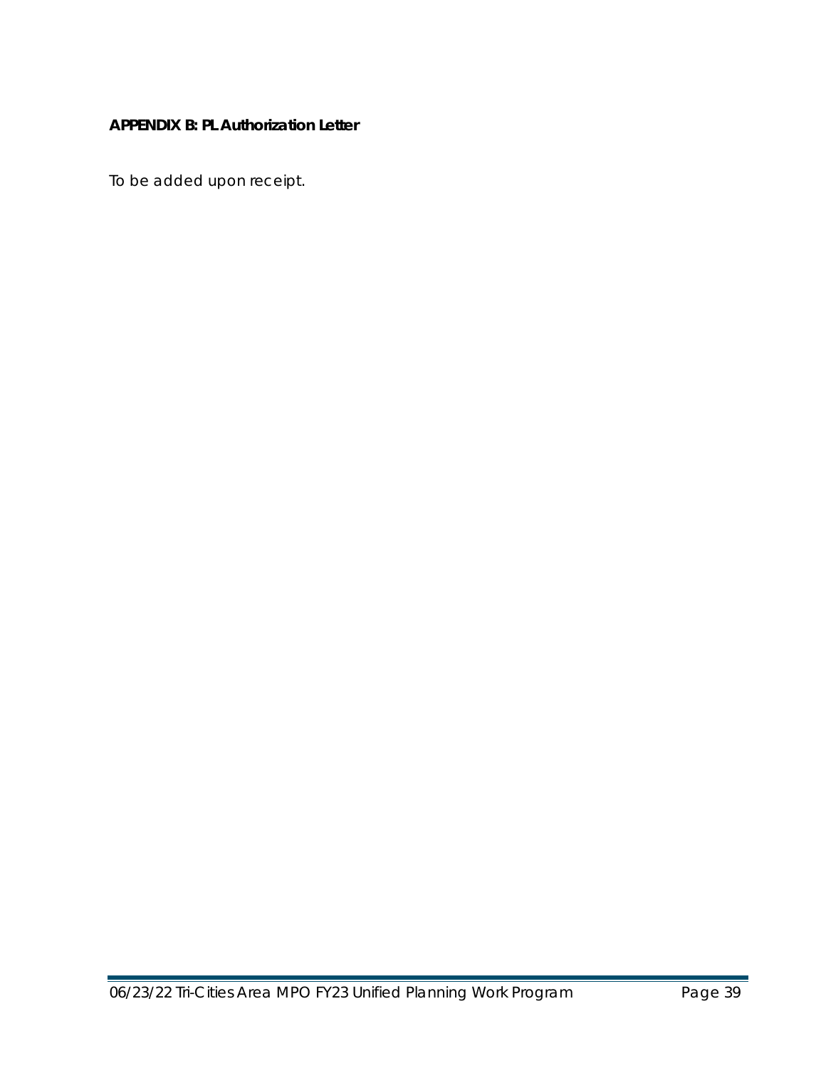**APPENDIX B: PL Authorization Letter**

To be added upon receipt.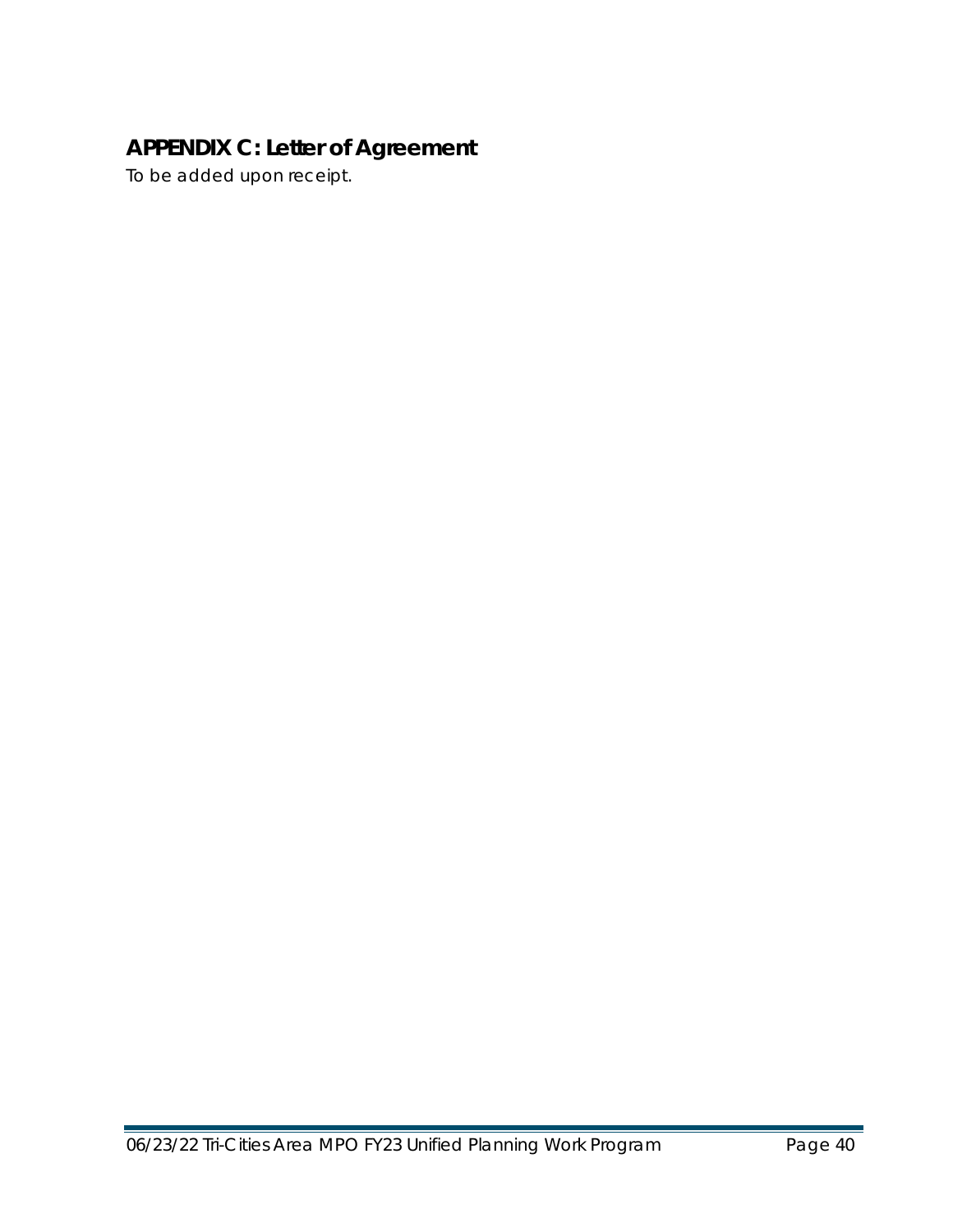## APPENDIX C: Letter of Agreement

To be added upon receipt.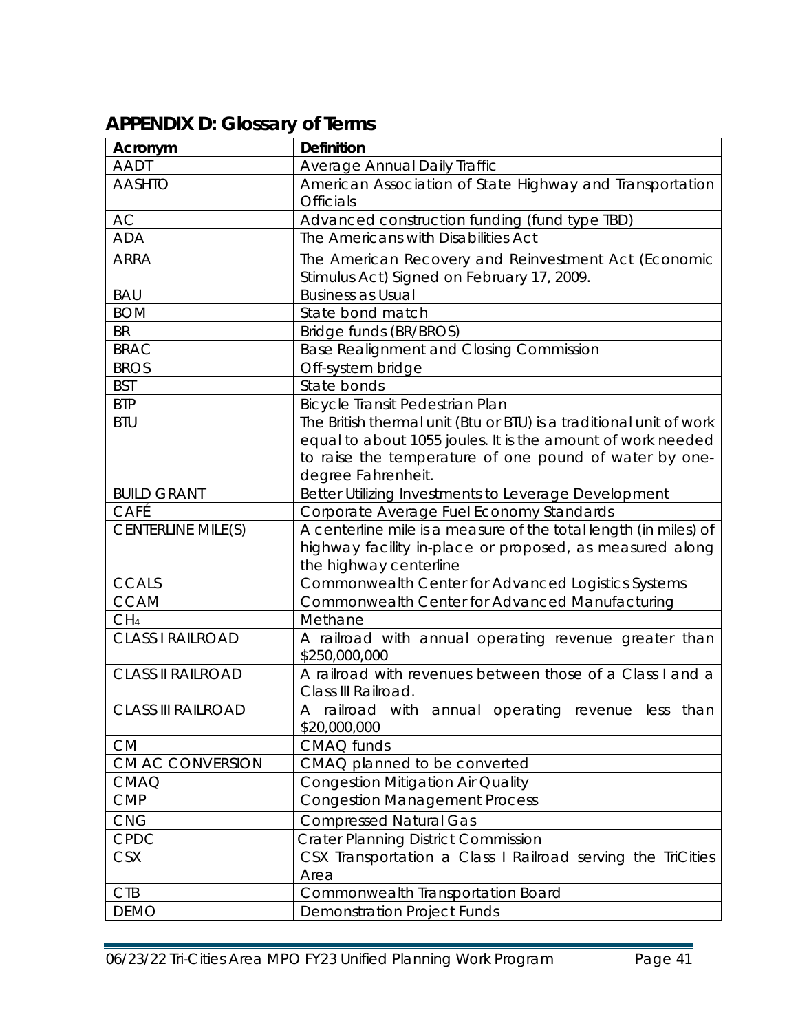## APPENDIX D: Glossary of Terms

| Acronym | Definition |
|---|---|
| AADT | Average Annual Daily Traffic |
| AASHTO | American Association of State Highway and Transportation Officials |
| AC | Advanced construction funding (fund type TBD) |
| ADA | The Americans with Disabilities Act |
| ARRA | The American Recovery and Reinvestment Act (Economic Stimulus Act) Signed on February 17, 2009. |
| BAU | Business as Usual |
| BOM | State bond match |
| BR | Bridge funds (BR/BROS) |
| BRAC | Base Realignment and Closing Commission |
| BROS | Off-system bridge |
| BST | State bonds |
| BTP | Bicycle Transit Pedestrian Plan |
| BTU | The British thermal unit (Btu or BTU) is a traditional unit of work equal to about 1055 joules. It is the amount of work needed to raise the temperature of one pound of water by one-degree Fahrenheit. |
| BUILD GRANT | Better Utilizing Investments to Leverage Development |
| CAFÉ | Corporate Average Fuel Economy Standards |
| CENTERLINE MILE(S) | A centerline mile is a measure of the total length (in miles) of highway facility in-place or proposed, as measured along the highway centerline |
| CCALS | Commonwealth Center for Advanced Logistics Systems |
| CCAM | Commonwealth Center for Advanced Manufacturing |
| $CH_4$ | Methane |
| CLASS I RAILROAD | A railroad with annual operating revenue greater than $250,000,000 |
| CLASS II RAILROAD | A railroad with revenues between those of a Class I and a Class III Railroad. |
| CLASS III RAILROAD | A railroad with annual operating revenue less than $20,000,000 |
| CM | CMAQ funds |
| CM AC CONVERSION | CMAQ planned to be converted |
| CMAQ | Congestion Mitigation Air Quality |
| CMP | Congestion Management Process |
| CNG | Compressed Natural Gas |
| CPDC | Crater Planning District Commission |
| CSX | CSX Transportation a Class I Railroad serving the TriCities Area |
| CTB | Commonwealth Transportation Board |
| DEMO | Demonstration Project Funds |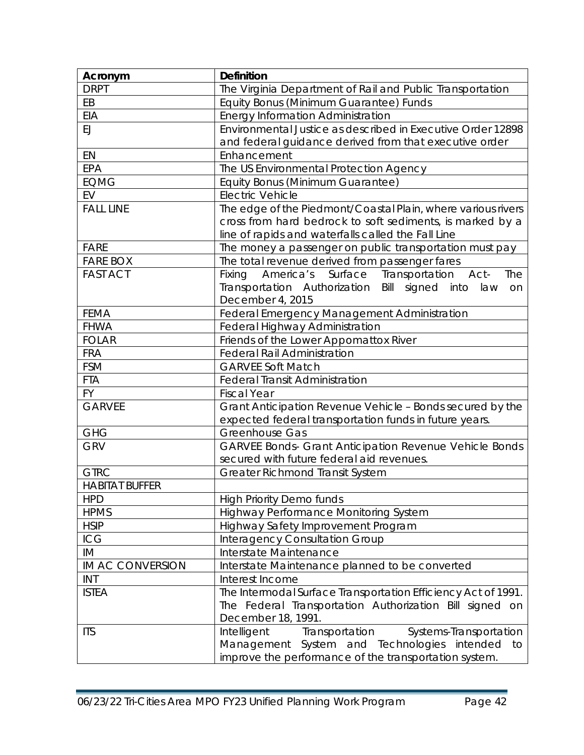| Acronym | Definition |
|---|---|
| DRPT | The Virginia Department of Rail and Public Transportation |
| EB | Equity Bonus (Minimum Guarantee) Funds |
| EIA | Energy Information Administration |
| EJ | Environmental Justice as described in Executive Order 12898 and federal guidance derived from that executive order |
| EN | Enhancement |
| EPA | The US Environmental Protection Agency |
| EQMG | Equity Bonus (Minimum Guarantee) |
| EV | Electric Vehicle |
| FALL LINE | The edge of the Piedmont/Coastal Plain, where various rivers cross from hard bedrock to soft sediments, is marked by a line of rapids and waterfalls called the Fall Line |
| FARE | The money a passenger on public transportation must pay |
| FARE BOX | The total revenue derived from passenger fares |
| FAST ACT | Fixing America's Surface Transportation Act- The Transportation Authorization Bill signed into law on December 4, 2015 |
| FEMA | Federal Emergency Management Administration |
| FHWA | Federal Highway Administration |
| FOLAR | Friends of the Lower Appomattox River |
| FRA | Federal Rail Administration |
| FSM | GARVEE Soft Match |
| FTA | Federal Transit Administration |
| FY | Fiscal Year |
| GARVEE | Grant Anticipation Revenue Vehicle – Bonds secured by the expected federal transportation funds in future years. |
| GHG | Greenhouse Gas |
| GRV | GARVEE Bonds- Grant Anticipation Revenue Vehicle Bonds secured with future federal aid revenues. |
| GTRC | Greater Richmond Transit System |
| HABITAT BUFFER | |
| HPD | High Priority Demo funds |
| HPMS | Highway Performance Monitoring System |
| HSIP | Highway Safety Improvement Program |
| ICG | Interagency Consultation Group |
| IM | Interstate Maintenance |
| IM AC CONVERSION | Interstate Maintenance planned to be converted |
| INT | Interest Income |
| ISTEA | The Intermodal Surface Transportation Efficiency Act of 1991. The Federal Transportation Authorization Bill signed on December 18, 1991. |
| ITS | Intelligent Transportation Systems-Transportation Management System and Technologies intended to improve the performance of the transportation system. |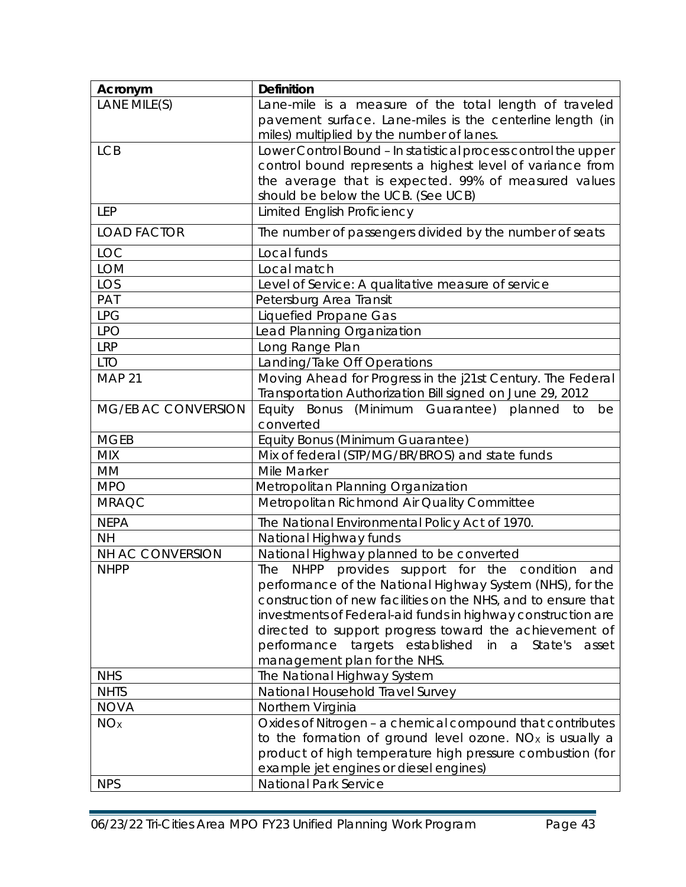| Acronym | Definition |
| --- | --- |
| LANE MILE(S) | Lane-mile is a measure of the total length of traveled pavement surface. Lane-miles is the centerline length (in miles) multiplied by the number of lanes. |
| LCB | Lower Control Bound – In statistical process control the upper control bound represents a highest level of variance from the average that is expected. 99% of measured values should be below the UCB. (See UCB) |
| LEP | Limited English Proficiency |
| LOAD FACTOR | The number of passengers divided by the number of seats |
| LOC | Local funds |
| LOM | Local match |
| LOS | Level of Service: A qualitative measure of service |
| PAT | Petersburg Area Transit |
| LPG | Liquefied Propane Gas |
| LPO | Lead Planning Organization |
| LRP | Long Range Plan |
| LTO | Landing/Take Off Operations |
| MAP 21 | Moving Ahead for Progress in the j21st Century. The Federal Transportation Authorization Bill signed on June 29, 2012 |
| MG/EB AC CONVERSION | Equity Bonus (Minimum Guarantee) planned to be converted |
| MGEB | Equity Bonus (Minimum Guarantee) |
| MIX | Mix of federal (STP/MG/BR/BROS) and state funds |
| MM | Mile Marker |
| MPO | Metropolitan Planning Organization |
| MRAQC | Metropolitan Richmond Air Quality Committee |
| NEPA | The National Environmental Policy Act of 1970. |
| NH | National Highway funds |
| NH AC CONVERSION | National Highway planned to be converted |
| NHPP | The NHPP provides support for the condition and performance of the National Highway System (NHS), for the construction of new facilities on the NHS, and to ensure that investments of Federal-aid funds in highway construction are directed to support progress toward the achievement of performance targets established in a State's asset management plan for the NHS. |
| NHS | The National Highway System |
| NHTS | National Household Travel Survey |
| NOVA | Northern Virginia |
| $NO_X$ | Oxides of Nitrogen – a chemical compound that contributes to the formation of ground level ozone. $NO_X$ is usually a product of high temperature high pressure combustion (for example jet engines or diesel engines) |
| NPS | National Park Service |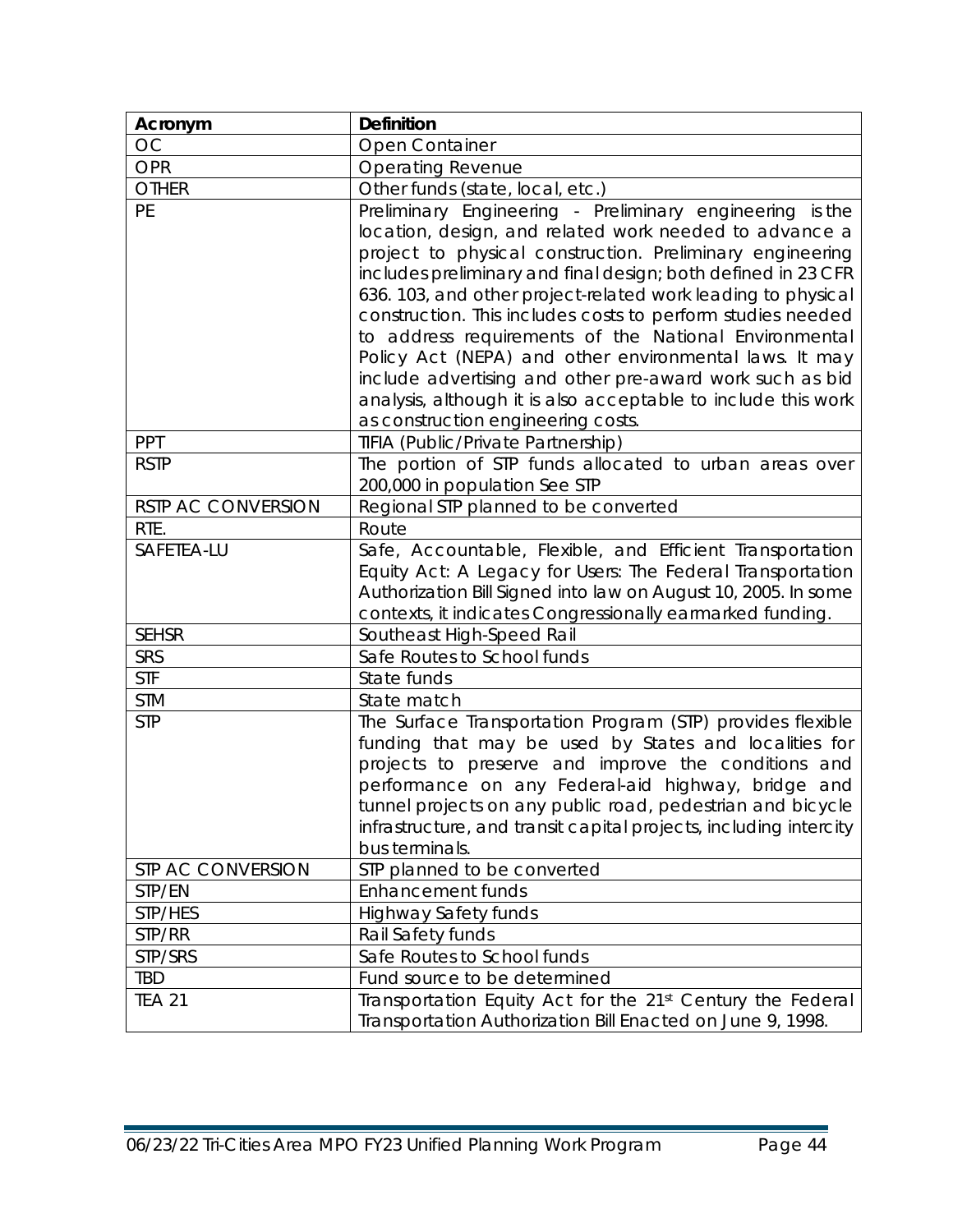| Acronym | Definition |
|---|---|
| OC | Open Container |
| OPR | Operating Revenue |
| OTHER | Other funds (state, local, etc.) |
| PE | Preliminary Engineering - Preliminary engineering is the location, design, and related work needed to advance a project to physical construction. Preliminary engineering includes preliminary and final design; both defined in 23 CFR 636. 103, and other project-related work leading to physical construction. This includes costs to perform studies needed to address requirements of the National Environmental Policy Act (NEPA) and other environmental laws. It may include advertising and other pre-award work such as bid analysis, although it is also acceptable to include this work as construction engineering costs. |
| PPT | TIFIA (Public/Private Partnership) |
| RSTP | The portion of STP funds allocated to urban areas over 200,000 in population See STP |
| RSTP AC CONVERSION | Regional STP planned to be converted |
| RTE. | Route |
| SAFETEA-LU | Safe, Accountable, Flexible, and Efficient Transportation Equity Act: A Legacy for Users: The Federal Transportation Authorization Bill Signed into law on August 10, 2005. In some contexts, it indicates Congressionally earmarked funding. |
| SEHSR | Southeast High-Speed Rail |
| SRS | Safe Routes to School funds |
| STF | State funds |
| STM | State match |
| STP | The Surface Transportation Program (STP) provides flexible funding that may be used by States and localities for projects to preserve and improve the conditions and performance on any Federal-aid highway, bridge and tunnel projects on any public road, pedestrian and bicycle infrastructure, and transit capital projects, including intercity bus terminals. |
| STP AC CONVERSION | STP planned to be converted |
| STP/EN | Enhancement funds |
| STP/HES | Highway Safety funds |
| STP/RR | Rail Safety funds |
| STP/SRS | Safe Routes to School funds |
| TBD | Fund source to be determined |
| TEA 21 | Transportation Equity Act for the 21st Century the Federal Transportation Authorization Bill Enacted on June 9, 1998. |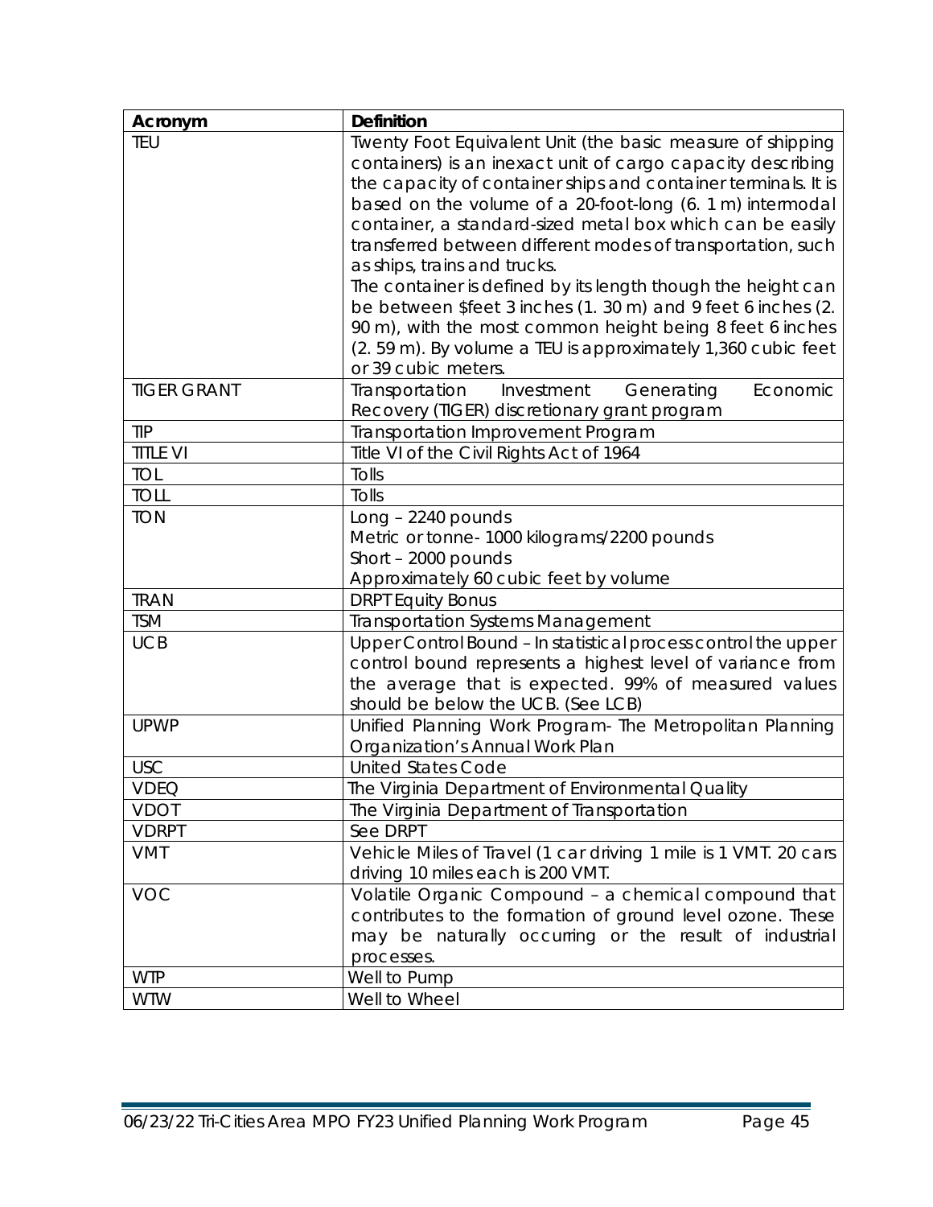| Acronym | Definition |
|---|---|
| TEU | Twenty Foot Equivalent Unit (the basic measure of shipping containers) is an inexact unit of cargo capacity describing the capacity of container ships and container terminals. It is based on the volume of a 20-foot-long (6. 1 m) intermodal container, a standard-sized metal box which can be easily transferred between different modes of transportation, such as ships, trains and trucks.<br>The container is defined by its length though the height can be between $feet 3 inches (1. 30 m) and 9 feet 6 inches (2. 90 m), with the most common height being 8 feet 6 inches (2. 59 m). By volume a TEU is approximately 1,360 cubic feet or 39 cubic meters. |
| TIGER GRANT | Transportation Investment Generating Economic Recovery (TIGER) discretionary grant program |
| TIP | Transportation Improvement Program |
| TITLE VI | Title VI of the Civil Rights Act of 1964 |
| TOL | Tolls |
| TOLL | Tolls |
| TON | Long – 2240 pounds<br>Metric or tonne- 1000 kilograms/2200 pounds<br>Short – 2000 pounds<br>Approximately 60 cubic feet by volume |
| TRAN | DRPT Equity Bonus |
| TSM | Transportation Systems Management |
| UCB | Upper Control Bound – In statistical process control the upper control bound represents a highest level of variance from the average that is expected. 99% of measured values should be below the UCB. (See LCB) |
| UPWP | Unified Planning Work Program- The Metropolitan Planning Organization's Annual Work Plan |
| USC | United States Code |
| VDEQ | The Virginia Department of Environmental Quality |
| VDOT | The Virginia Department of Transportation |
| VDRPT | See DRPT |
| VMT | Vehicle Miles of Travel (1 car driving 1 mile is 1 VMT. 20 cars driving 10 miles each is 200 VMT. |
| VOC | Volatile Organic Compound – a chemical compound that contributes to the formation of ground level ozone. These may be naturally occurring or the result of industrial processes. |
| WTP | Well to Pump |
| WTW | Well to Wheel |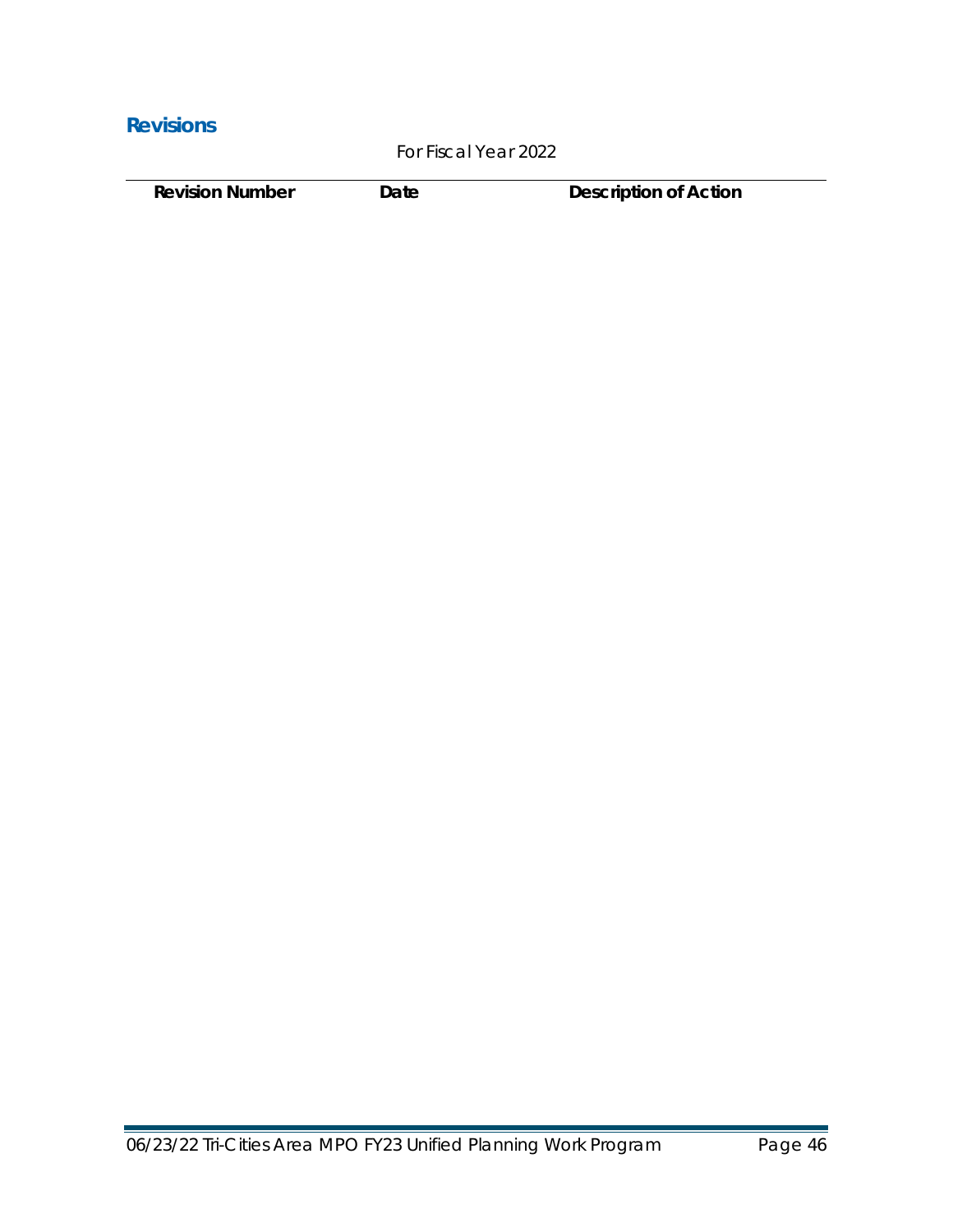## Revisions

For Fiscal Year 2022

| Revision Number | Date | Description of Action |
| --- | --- | --- |